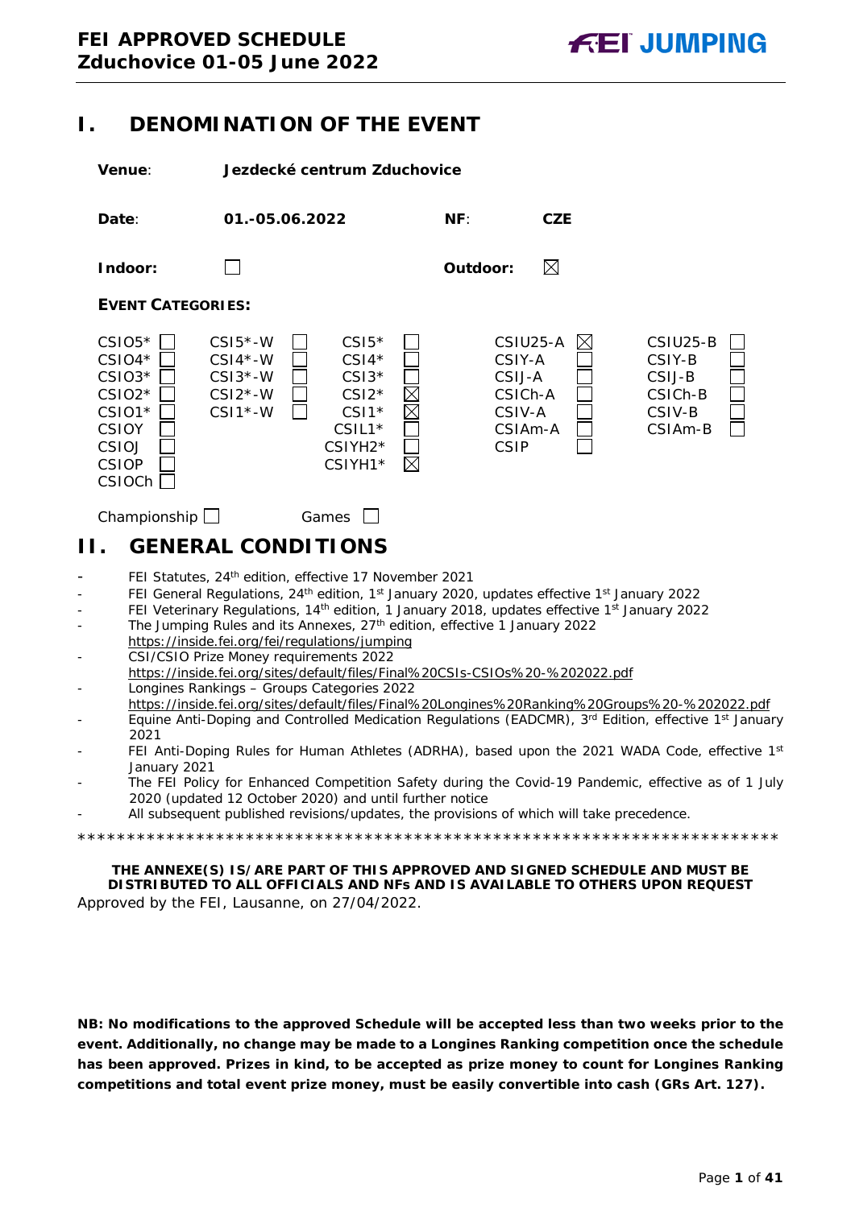# I. DENOMINATION OF THE EVENT

**Venue**: **Jezdecké centrum Zduchovice**

**Date**: **01.-05.06.2022** **NF**: **CZE**

**Indoor**: ☐ **Outdoor**: ☒

**EVENT CATEGORIES:**

| | | | | |
|---|---|---|---|---|
| CSIO5* ☐ | CSI5*-W ☐ | CSI5* ☐ | CSIU25-A ☒ | CSIU25-B ☐ |
| CSIO4* ☐ | CSI4*-W ☐ | CSI4* ☐ | CSIY-A ☐ | CSIY-B ☐ |
| CSIO3* ☐ | CSI3*-W ☐ | CSI3* ☐ | CSIJ-A ☐ | CSIJ-B ☐ |
| CSIO2* ☐ | CSI2*-W ☐ | CSI2* ☒ | CSICh-A ☐ | CSICh-B ☐ |
| CSIO1* ☐ | CSI1*-W ☐ | CSI1* ☒ | CSIV-A ☐ | CSIV-B ☐ |
| CSIOY ☐ | | CSIL1* ☐ | CSIAm-A ☐ | CSIAm-B ☐ |
| CSIOJ ☐ | | CSIYH2* ☐ | CSIP ☐ | |
| CSIOP ☐ | | CSIYH1* ☒ | | |
| CSIOCh ☐ | | | | |

Championship ☐ Games ☐

# II. GENERAL CONDITIONS

- FEI Statutes, 24th edition, effective 17 November 2021
- FEI General Regulations, 24th edition, 1st January 2020, updates effective 1st January 2022
- FEI Veterinary Regulations, 14th edition, 1 January 2018, updates effective 1st January 2022
- The Jumping Rules and its Annexes, 27th edition, effective 1 January 2022 https://inside.fei.org/fei/regulations/jumping
- CSI/CSIO Prize Money requirements 2022 https://inside.fei.org/sites/default/files/Final%20CSIs-CSIOs%20-%202022.pdf
- Longines Rankings – Groups Categories 2022 https://inside.fei.org/sites/default/files/Final%20Longines%20Ranking%20Groups%20-%202022.pdf
- Equine Anti-Doping and Controlled Medication Regulations (EADCMR), 3rd Edition, effective 1st January 2021
- FEI Anti-Doping Rules for Human Athletes (ADRHA), based upon the 2021 WADA Code, effective 1st January 2021
- The FEI Policy for Enhanced Competition Safety during the Covid-19 Pandemic, effective as of 1 July 2020 (updated 12 October 2020) and until further notice
- All subsequent published revisions/updates, the provisions of which will take precedence.

*************************************************************************

**THE ANNEXE(S) IS/ARE PART OF THIS APPROVED AND SIGNED SCHEDULE AND MUST BE DISTRIBUTED TO ALL OFFICIALS AND NFs AND IS AVAILABLE TO OTHERS UPON REQUEST**

Approved by the FEI, Lausanne, on 27/04/2022.

**NB: No modifications to the approved Schedule will be accepted less than two weeks prior to the event. Additionally, no change may be made to a Longines Ranking competition once the schedule has been approved. Prizes in kind, to be accepted as prize money to count for Longines Ranking competitions and total event prize money, must be easily convertible into cash (GRs Art. 127).**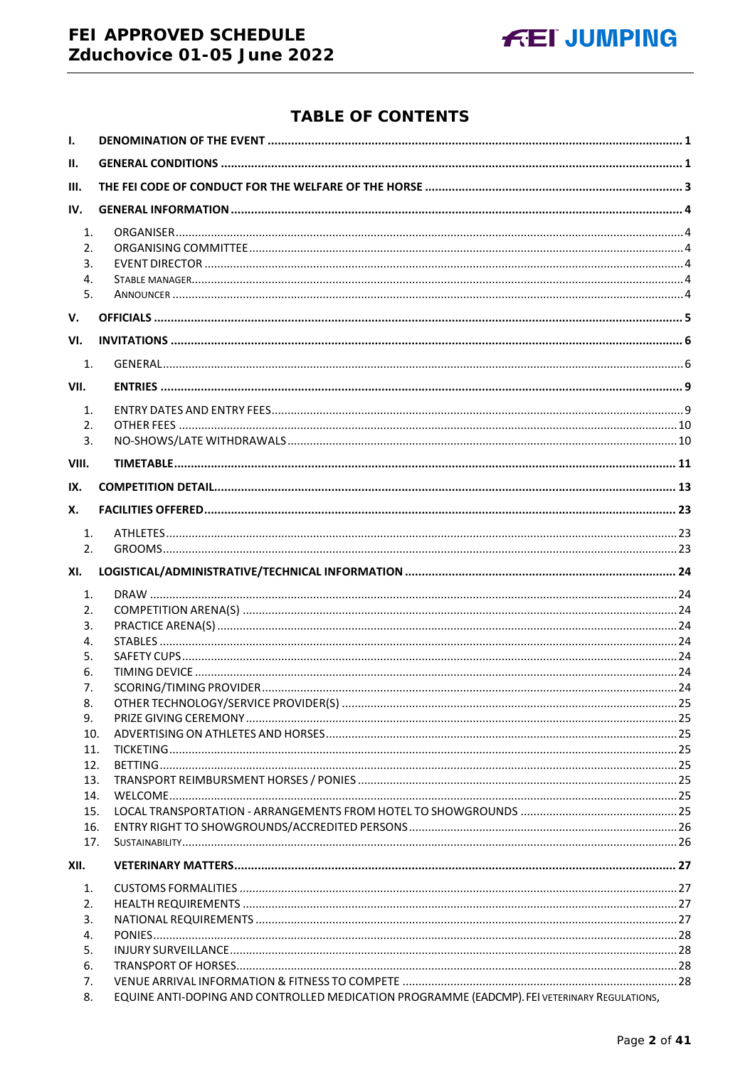# TABLE OF CONTENTS

**I. DENOMINATION OF THE EVENT ... 1**

**II. GENERAL CONDITIONS ... 1**

**III. THE FEI CODE OF CONDUCT FOR THE WELFARE OF THE HORSE ... 3**

**IV. GENERAL INFORMATION ... 4**

1. ORGANISER ... 4
2. ORGANISING COMMITTEE ... 4
3. EVENT DIRECTOR ... 4
4. STABLE MANAGER ... 4
5. ANNOUNCER ... 4

**V. OFFICIALS ... 5**

**VI. INVITATIONS ... 6**

1. GENERAL ... 6

**VII. ENTRIES ... 9**

1. ENTRY DATES AND ENTRY FEES ... 9
2. OTHER FEES ... 10
3. NO-SHOWS/LATE WITHDRAWALS ... 10

**VIII. TIMETABLE ... 11**

**IX. COMPETITION DETAIL ... 13**

**X. FACILITIES OFFERED ... 23**

1. ATHLETES ... 23
2. GROOMS ... 23

**XI. LOGISTICAL/ADMINISTRATIVE/TECHNICAL INFORMATION ... 24**

1. DRAW ... 24
2. COMPETITION ARENA(S) ... 24
3. PRACTICE ARENA(S) ... 24
4. STABLES ... 24
5. SAFETY CUPS ... 24
6. TIMING DEVICE ... 24
7. SCORING/TIMING PROVIDER ... 24
8. OTHER TECHNOLOGY/SERVICE PROVIDER(S) ... 25
9. PRIZE GIVING CEREMONY ... 25
10. ADVERTISING ON ATHLETES AND HORSES ... 25
11. TICKETING ... 25
12. BETTING ... 25
13. TRANSPORT REIMBURSMENT HORSES / PONIES ... 25
14. WELCOME ... 25
15. LOCAL TRANSPORTATION - ARRANGEMENTS FROM HOTEL TO SHOWGROUNDS ... 25
16. ENTRY RIGHT TO SHOWGROUNDS/ACCREDITED PERSONS ... 26
17. SUSTAINABILITY ... 26

**XII. VETERINARY MATTERS ... 27**

1. CUSTOMS FORMALITIES ... 27
2. HEALTH REQUIREMENTS ... 27
3. NATIONAL REQUIREMENTS ... 27
4. PONIES ... 28
5. INJURY SURVEILLANCE ... 28
6. TRANSPORT OF HORSES ... 28
7. VENUE ARRIVAL INFORMATION & FITNESS TO COMPETE ... 28
8. EQUINE ANTI-DOPING AND CONTROLLED MEDICATION PROGRAMME (EADCMP). FEI VETERINARY REGULATIONS,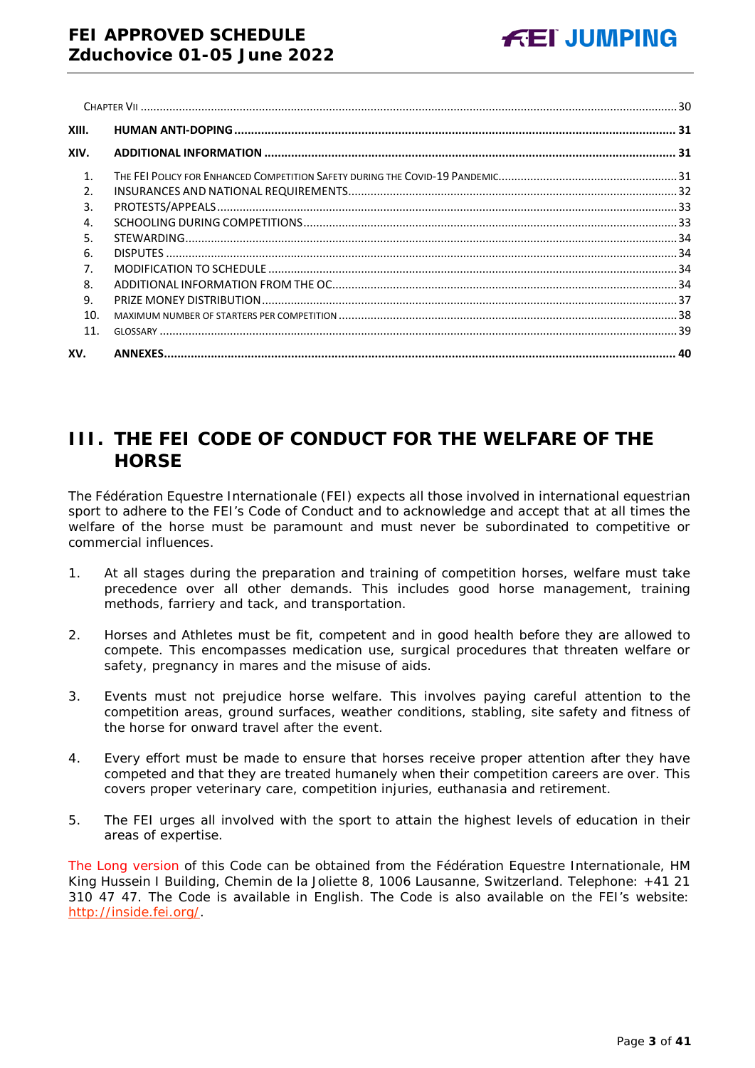Chapter VII .......... 30

XIII. HUMAN ANTI-DOPING .......... 31

XIV. ADDITIONAL INFORMATION .......... 31

1. The FEI Policy for Enhanced Competition Safety during the COVID-19 Pandemic .......... 31
2. INSURANCES AND NATIONAL REQUIREMENTS .......... 32
3. PROTESTS/APPEALS .......... 33
4. SCHOOLING DURING COMPETITIONS .......... 33
5. STEWARDING .......... 34
6. DISPUTES .......... 34
7. MODIFICATION TO SCHEDULE .......... 34
8. ADDITIONAL INFORMATION FROM THE OC .......... 34
9. PRIZE MONEY DISTRIBUTION .......... 37
10. MAXIMUM NUMBER OF STARTERS PER COMPETITION .......... 38
11. GLOSSARY .......... 39

XV. ANNEXES .......... 40

# III. THE FEI CODE OF CONDUCT FOR THE WELFARE OF THE HORSE

The Fédération Equestre Internationale (FEI) expects all those involved in international equestrian sport to adhere to the FEI's Code of Conduct and to acknowledge and accept that at all times the welfare of the horse must be paramount and must never be subordinated to competitive or commercial influences.

1. At all stages during the preparation and training of competition horses, welfare must take precedence over all other demands. This includes good horse management, training methods, farriery and tack, and transportation.

2. Horses and Athletes must be fit, competent and in good health before they are allowed to compete. This encompasses medication use, surgical procedures that threaten welfare or safety, pregnancy in mares and the misuse of aids.

3. Events must not prejudice horse welfare. This involves paying careful attention to the competition areas, ground surfaces, weather conditions, stabling, site safety and fitness of the horse for onward travel after the event.

4. Every effort must be made to ensure that horses receive proper attention after they have competed and that they are treated humanely when their competition careers are over. This covers proper veterinary care, competition injuries, euthanasia and retirement.

5. The FEI urges all involved with the sport to attain the highest levels of education in their areas of expertise.

The Long version of this Code can be obtained from the Fédération Equestre Internationale, HM King Hussein I Building, Chemin de la Joliette 8, 1006 Lausanne, Switzerland. Telephone: +41 21 310 47 47. The Code is available in English. The Code is also available on the FEI's website: http://inside.fei.org/.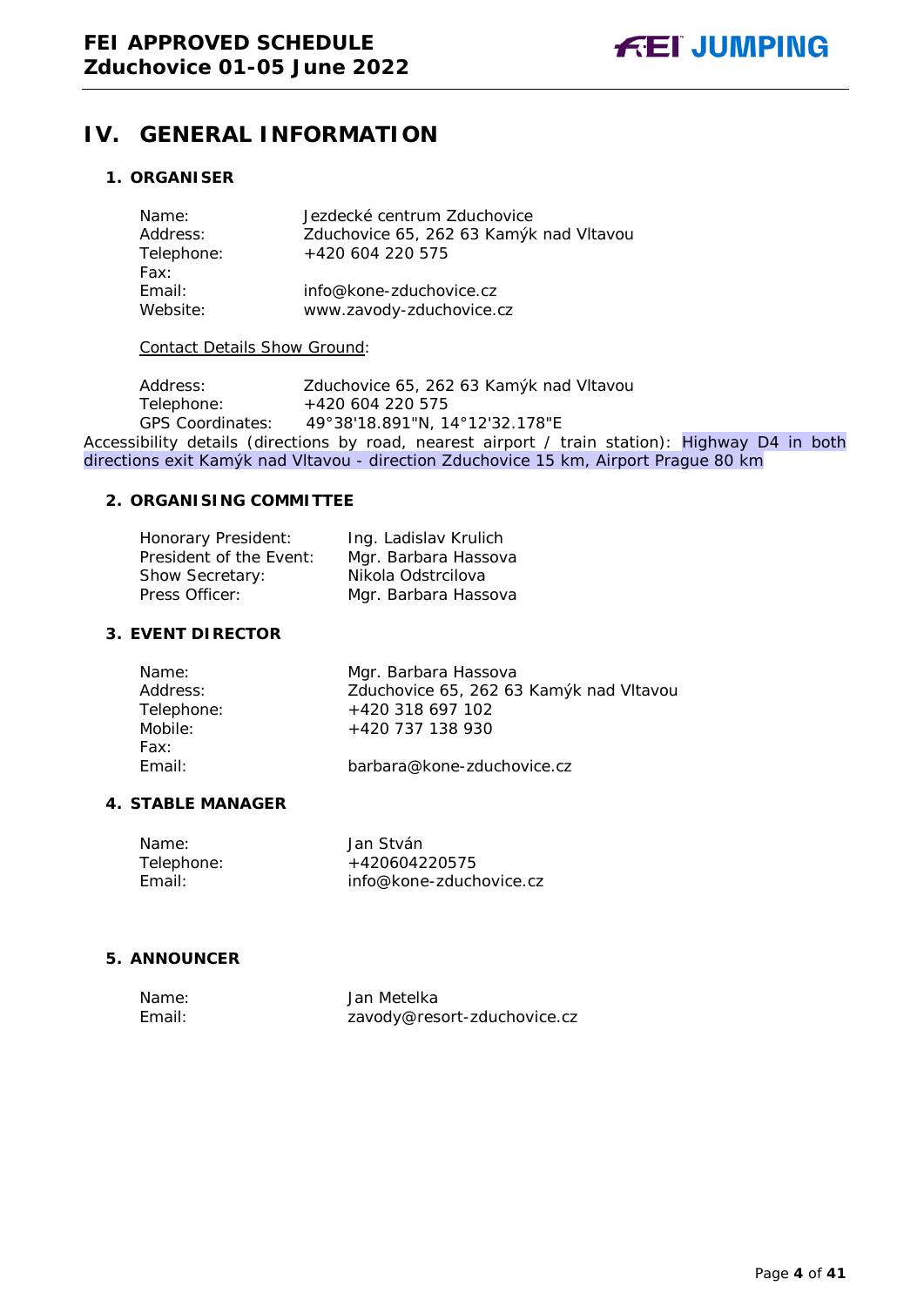# IV. GENERAL INFORMATION

## 1. ORGANISER

| | |
|---|---|
| Name: | Jezdecké centrum Zduchovice |
| Address: | Zduchovice 65, 262 63 Kamýk nad Vltavou |
| Telephone: | +420 604 220 575 |
| Fax: | |
| Email: | info@kone-zduchovice.cz |
| Website: | www.zavody-zduchovice.cz |

Contact Details Show Ground:

| | |
|---|---|
| Address: | Zduchovice 65, 262 63 Kamýk nad Vltavou |
| Telephone: | +420 604 220 575 |
| GPS Coordinates: | 49°38'18.891"N, 14°12'32.178"E |

Accessibility details (directions by road, nearest airport / train station): Highway D4 in both directions exit Kamýk nad Vltavou - direction Zduchovice 15 km, Airport Prague 80 km

## 2. ORGANISING COMMITTEE

| | |
|---|---|
| Honorary President: | Ing. Ladislav Krulich |
| President of the Event: | Mgr. Barbara Hassova |
| Show Secretary: | Nikola Odstrcilova |
| Press Officer: | Mgr. Barbara Hassova |

## 3. EVENT DIRECTOR

| | |
|---|---|
| Name: | Mgr. Barbara Hassova |
| Address: | Zduchovice 65, 262 63 Kamýk nad Vltavou |
| Telephone: | +420 318 697 102 |
| Mobile: | +420 737 138 930 |
| Fax: | |
| Email: | barbara@kone-zduchovice.cz |

## 4. STABLE MANAGER

| | |
|---|---|
| Name: | Jan Stván |
| Telephone: | +420604220575 |
| Email: | info@kone-zduchovice.cz |

## 5. ANNOUNCER

| | |
|---|---|
| Name: | Jan Metelka |
| Email: | zavody@resort-zduchovice.cz |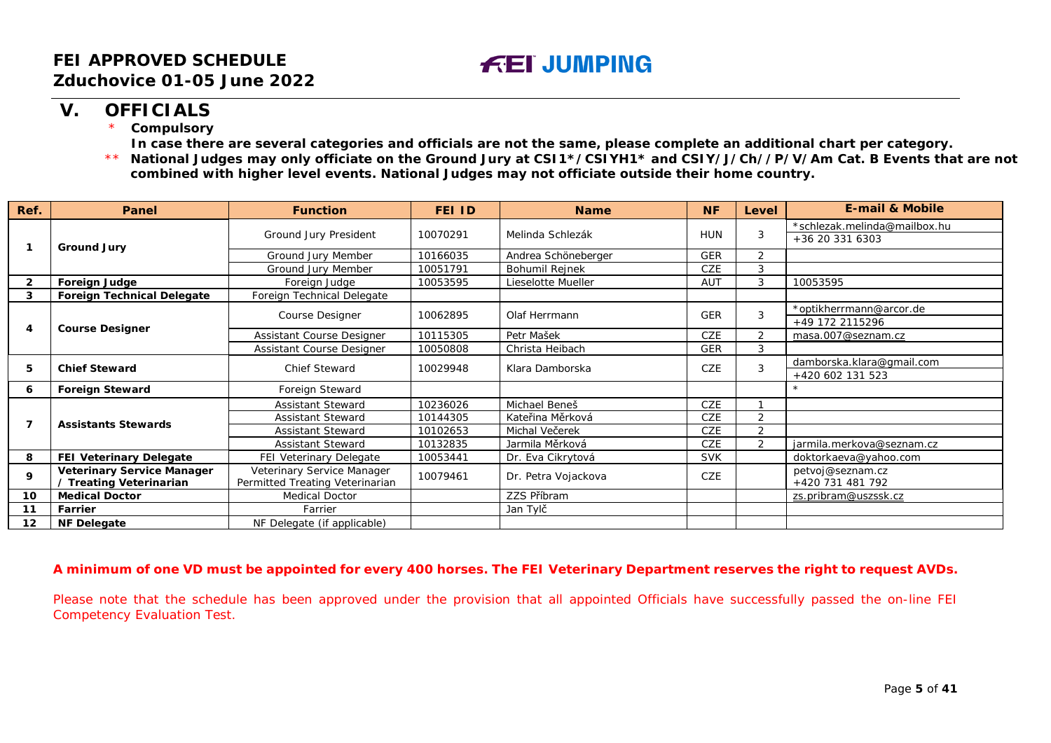# FEI APPROVED SCHEDULE
## Zduchovice 01-05 June 2022

**FEI JUMPING**

## V. OFFICIALS

\* **Compulsory**

**In case there are several categories and officials are not the same, please complete an additional chart per category.**

\*\* **National Judges may only officiate on the Ground Jury at CSI1\*/CSIYH1\* and CSIY/J/Ch//P/V/Am Cat. B Events that are not combined with higher level events. National Judges may not officiate outside their home country.**

| Ref. | Panel | Function | FEI ID | Name | NF | Level | E-mail & Mobile |
|---|---|---|---|---|---|---|---|
| 1 | Ground Jury | Ground Jury President | 10070291 | Melinda Schlezák | HUN | 3 | *schlezak.melinda@mailbox.hu<br>+36 20 331 6303 |
| | | Ground Jury Member | 10166035 | Andrea Schöneberger | GER | 2 | |
| | | Ground Jury Member | 10051791 | Bohumil Rejnek | CZE | 3 | |
| 2 | Foreign Judge | Foreign Judge | 10053595 | Lieselotte Mueller | AUT | 3 | 10053595 |
| 3 | Foreign Technical Delegate | Foreign Technical Delegate | | | | | |
| 4 | Course Designer | Course Designer | 10062895 | Olaf Herrmann | GER | 3 | *optikherrmann@arcor.de<br>+49 172 2115296 |
| | | Assistant Course Designer | 10115305 | Petr Mašek | CZE | 2 | masa.007@seznam.cz |
| | | Assistant Course Designer | 10050808 | Christa Heibach | GER | 3 | |
| 5 | Chief Steward | Chief Steward | 10029948 | Klara Damborska | CZE | 3 | damborska.klara@gmail.com<br>+420 602 131 523 |
| 6 | Foreign Steward | Foreign Steward | | | | | * |
| 7 | Assistants Stewards | Assistant Steward | 10236026 | Michael Beneš | CZE | 1 | |
| | | Assistant Steward | 10144305 | Kateřina Měrková | CZE | 2 | |
| | | Assistant Steward | 10102653 | Michal Večerek | CZE | 2 | |
| | | Assistant Steward | 10132835 | Jarmila Měrková | CZE | 2 | jarmila.merkova@seznam.cz |
| 8 | FEI Veterinary Delegate | FEI Veterinary Delegate | 10053441 | Dr. Eva Cikrytová | SVK | | doktorkaeva@yahoo.com |
| 9 | Veterinary Service Manager / Treating Veterinarian | Veterinary Service Manager Permitted Treating Veterinarian | 10079461 | Dr. Petra Vojackova | CZE | | petvoj@seznam.cz<br>+420 731 481 792 |
| 10 | Medical Doctor | Medical Doctor | | ZZS Příbram | | | zs.pribram@uszssk.cz |
| 11 | Farrier | Farrier | | Jan Tylč | | | |
| 12 | NF Delegate | NF Delegate (if applicable) | | | | | |

**A minimum of one VD must be appointed for every 400 horses. The FEI Veterinary Department reserves the right to request AVDs.**

Please note that the schedule has been approved under the provision that all appointed Officials have successfully passed the on-line FEI Competency Evaluation Test.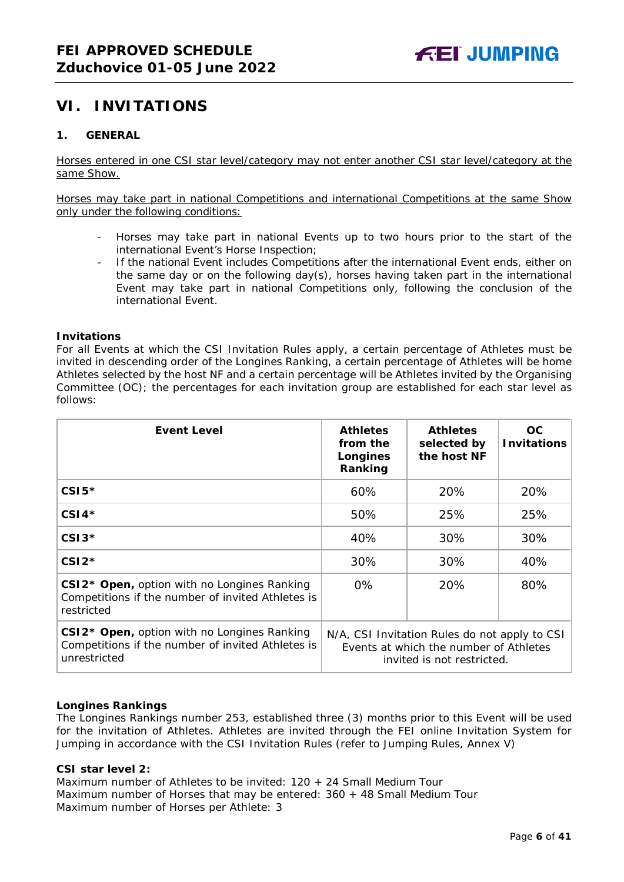## VI. INVITATIONS

### 1. GENERAL

Horses entered in one CSI star level/category may not enter another CSI star level/category at the same Show.

Horses may take part in national Competitions and international Competitions at the same Show only under the following conditions:

- Horses may take part in national Events up to two hours prior to the start of the international Event's Horse Inspection;
- If the national Event includes Competitions after the international Event ends, either on the same day or on the following day(s), horses having taken part in the international Event may take part in national Competitions only, following the conclusion of the international Event.

**Invitations**

For all Events at which the CSI Invitation Rules apply, a certain percentage of Athletes must be invited in descending order of the Longines Ranking, a certain percentage of Athletes will be home Athletes selected by the host NF and a certain percentage will be Athletes invited by the Organising Committee (OC); the percentages for each invitation group are established for each star level as follows:

| Event Level | Athletes from the Longines Ranking | Athletes selected by the host NF | OC Invitations |
|---|---|---|---|
| **CSI5*** | 60% | 20% | 20% |
| **CSI4*** | 50% | 25% | 25% |
| **CSI3*** | 40% | 30% | 30% |
| **CSI2*** | 30% | 30% | 40% |
| **CSI2* Open,** option with no Longines Ranking Competitions if the number of invited Athletes is restricted | 0% | 20% | 80% |
| **CSI2* Open,** option with no Longines Ranking Competitions if the number of invited Athletes is unrestricted | N/A, CSI Invitation Rules do not apply to CSI Events at which the number of Athletes invited is not restricted. | | |

**Longines Rankings**

The Longines Rankings number 253, established three (3) months prior to this Event will be used for the invitation of Athletes. Athletes are invited through the FEI online Invitation System for Jumping in accordance with the CSI Invitation Rules (refer to Jumping Rules, Annex V)

**CSI star level 2:**

Maximum number of Athletes to be invited: 120 + 24 Small Medium Tour
Maximum number of Horses that may be entered: 360 + 48 Small Medium Tour
Maximum number of Horses per Athlete: 3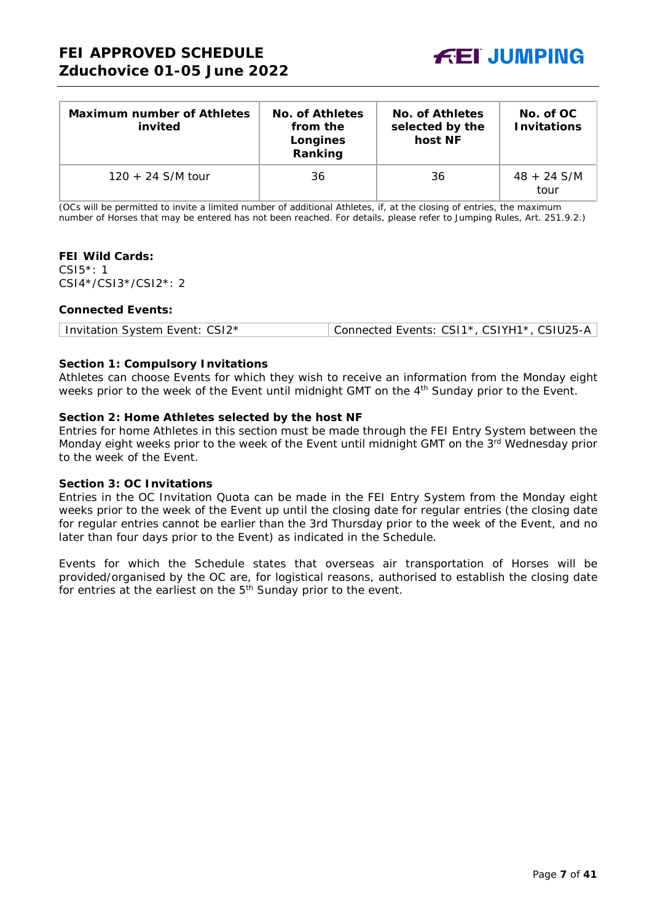| Maximum number of Athletes invited | No. of Athletes from the Longines Ranking | No. of Athletes selected by the host NF | No. of OC Invitations |
|---|---|---|---|
| 120 + 24 S/M tour | 36 | 36 | 48 + 24 S/M tour |

(OCs will be permitted to invite a limited number of additional Athletes, if, at the closing of entries, the maximum number of Horses that may be entered has not been reached. For details, please refer to Jumping Rules, Art. 251.9.2.)

**FEI Wild Cards:**
CSI5*: 1
CSI4*/CSI3*/CSI2*: 2

**Connected Events:**

| Invitation System Event: CSI2* | Connected Events: CSI1*, CSIYH1*, CSIU25-A |
|---|---|

**Section 1: Compulsory Invitations**
Athletes can choose Events for which they wish to receive an information from the Monday eight weeks prior to the week of the Event until midnight GMT on the 4th Sunday prior to the Event.

**Section 2: Home Athletes selected by the host NF**
Entries for home Athletes in this section must be made through the FEI Entry System between the Monday eight weeks prior to the week of the Event until midnight GMT on the 3rd Wednesday prior to the week of the Event.

**Section 3: OC Invitations**
Entries in the OC Invitation Quota can be made in the FEI Entry System from the Monday eight weeks prior to the week of the Event up until the closing date for regular entries (the closing date for regular entries cannot be earlier than the 3rd Thursday prior to the week of the Event, and no later than four days prior to the Event) as indicated in the Schedule.

Events for which the Schedule states that overseas air transportation of Horses will be provided/organised by the OC are, for logistical reasons, authorised to establish the closing date for entries at the earliest on the 5th Sunday prior to the event.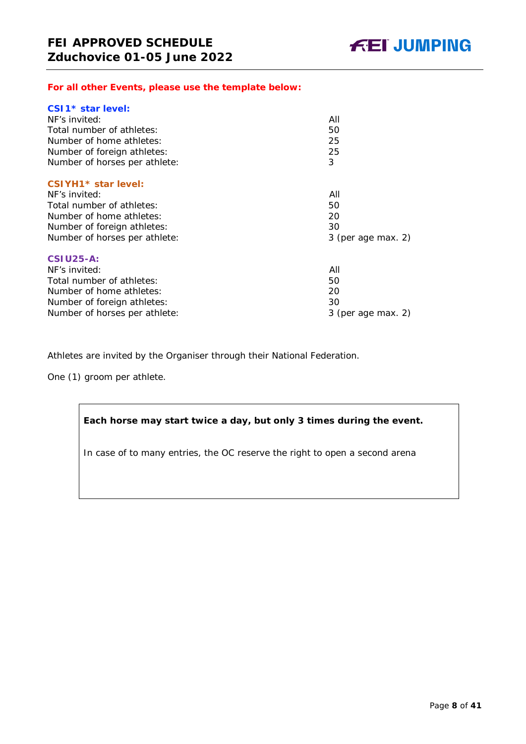**For all other Events, please use the template below:**

**CSI1\* star level:**

| | |
|---|---|
| NF's invited: | All |
| Total number of athletes: | 50 |
| Number of home athletes: | 25 |
| Number of foreign athletes: | 25 |
| Number of horses per athlete: | 3 |

**CSIYH1\* star level:**

| | |
|---|---|
| NF's invited: | All |
| Total number of athletes: | 50 |
| Number of home athletes: | 20 |
| Number of foreign athletes: | 30 |
| Number of horses per athlete: | 3 (per age max. 2) |

**CSIU25-A:**

| | |
|---|---|
| NF's invited: | All |
| Total number of athletes: | 50 |
| Number of home athletes: | 20 |
| Number of foreign athletes: | 30 |
| Number of horses per athlete: | 3 (per age max. 2) |

Athletes are invited by the Organiser through their National Federation.

One (1) groom per athlete.

**Each horse may start twice a day, but only 3 times during the event.**

In case of to many entries, the OC reserve the right to open a second arena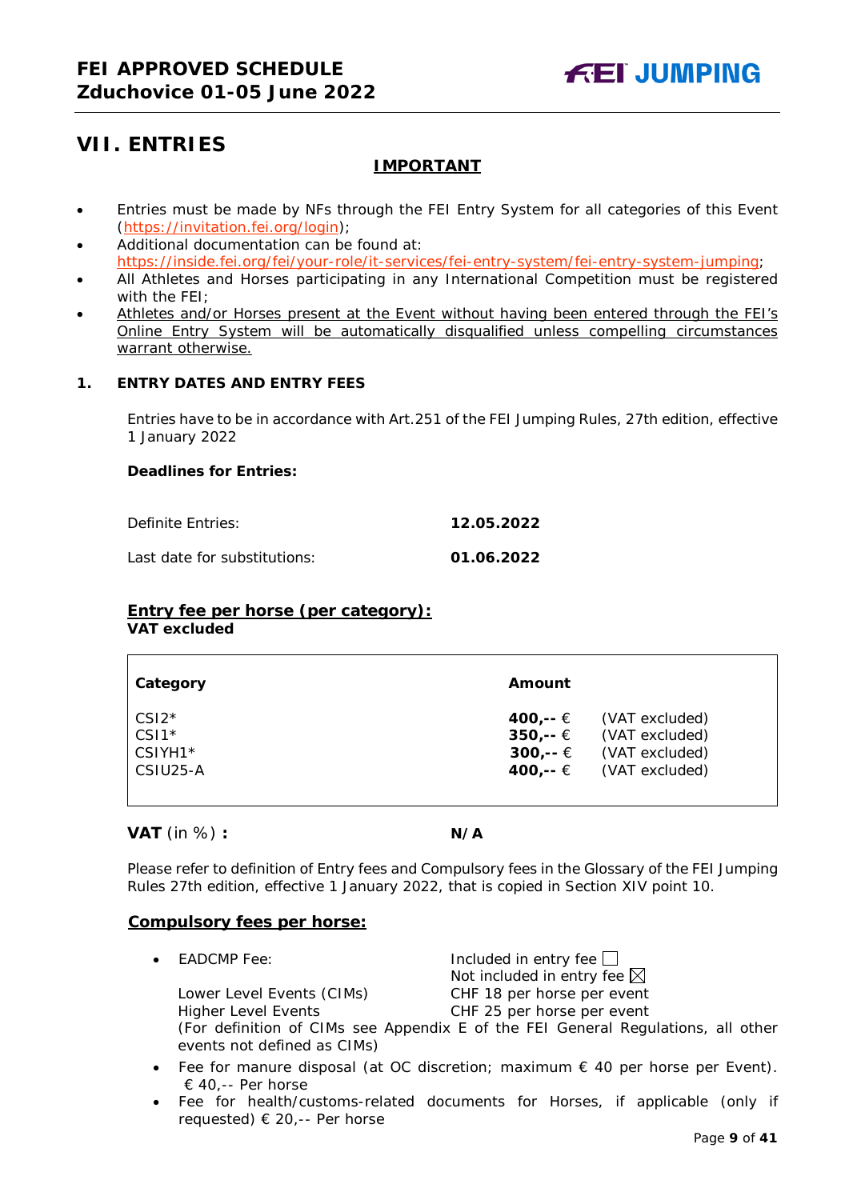# VII. ENTRIES

**IMPORTANT**

- Entries must be made by NFs through the FEI Entry System for all categories of this Event (https://invitation.fei.org/login);
- Additional documentation can be found at: https://inside.fei.org/fei/your-role/it-services/fei-entry-system/fei-entry-system-jumping;
- All Athletes and Horses participating in any International Competition must be registered with the FEI;
- Athletes and/or Horses present at the Event without having been entered through the FEI's Online Entry System will be automatically disqualified unless compelling circumstances warrant otherwise.

## 1. ENTRY DATES AND ENTRY FEES

Entries have to be in accordance with Art.251 of the FEI Jumping Rules, 27th edition, effective 1 January 2022

**Deadlines for Entries:**

| | |
|---|---|
| Definite Entries: | **12.05.2022** |
| Last date for substitutions: | **01.06.2022** |

**Entry fee per horse (per category):**
**VAT excluded**

| Category | Amount | |
|---|---|---|
| CSI2* | **400,--** € | (VAT excluded) |
| CSI1* | **350,--** € | (VAT excluded) |
| CSIYH1* | **300,--** € | (VAT excluded) |
| CSIU25-A | **400,--** € | (VAT excluded) |

**VAT** (in %) **:** **N/A**

Please refer to definition of Entry fees and Compulsory fees in the Glossary of the FEI Jumping Rules 27th edition, effective 1 January 2022, that is copied in Section XIV point 10.

**Compulsory fees per horse:**

- EADCMP Fee: Included in entry fee ☐
  Not included in entry fee ☒
  Lower Level Events (CIMs) CHF 18 per horse per event
  Higher Level Events CHF 25 per horse per event
  (For definition of CIMs see Appendix E of the FEI General Regulations, all other events not defined as CIMs)
- Fee for manure disposal (at OC discretion; maximum € 40 per horse per Event). € 40,-- Per horse
- Fee for health/customs-related documents for Horses, if applicable (only if requested) € 20,-- Per horse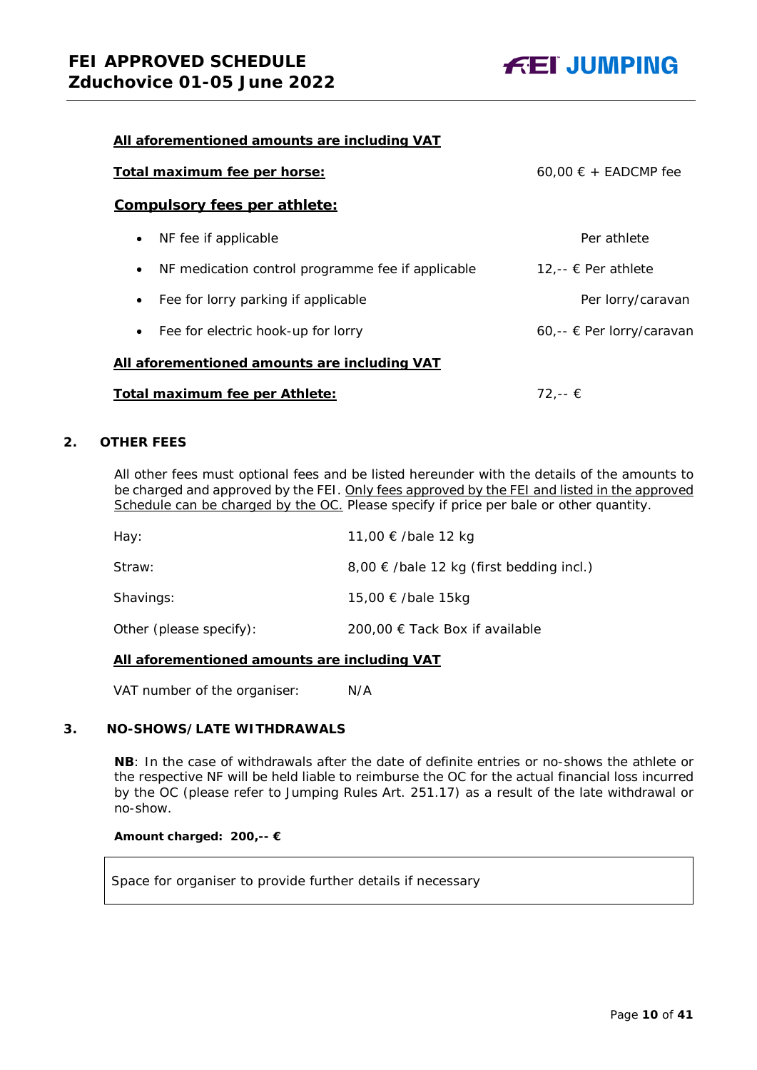**All aforementioned amounts are including VAT**

| | |
|---|---|
| **Total maximum fee per horse:** | 60,00 € + EADCMP fee |

**Compulsory fees per athlete:**

| | |
|---|---|
| • NF fee if applicable | Per athlete |
| • NF medication control programme fee if applicable | 12,-- € Per athlete |
| • Fee for lorry parking if applicable | Per lorry/caravan |
| • Fee for electric hook-up for lorry | 60,-- € Per lorry/caravan |

**All aforementioned amounts are including VAT**

| | |
|---|---|
| **Total maximum fee per Athlete:** | 72,-- € |

## 2. OTHER FEES

All other fees must optional fees and be listed hereunder with the details of the amounts to be charged and approved by the FEI. Only fees approved by the FEI and listed in the approved Schedule can be charged by the OC. Please specify if price per bale or other quantity.

| | |
|---|---|
| Hay: | 11,00 € /bale 12 kg |
| Straw: | 8,00 € /bale 12 kg (first bedding incl.) |
| Shavings: | 15,00 € /bale 15kg |
| Other (please specify): | 200,00 € Tack Box if available |

**All aforementioned amounts are including VAT**

VAT number of the organiser: N/A

## 3. NO-SHOWS/LATE WITHDRAWALS

**NB**: In the case of withdrawals after the date of definite entries or no-shows the athlete or the respective NF will be held liable to reimburse the OC for the actual financial loss incurred by the OC (please refer to Jumping Rules Art. 251.17) as a result of the late withdrawal or no-show.

**Amount charged: 200,-- €**

| Space for organiser to provide further details if necessary |
|---|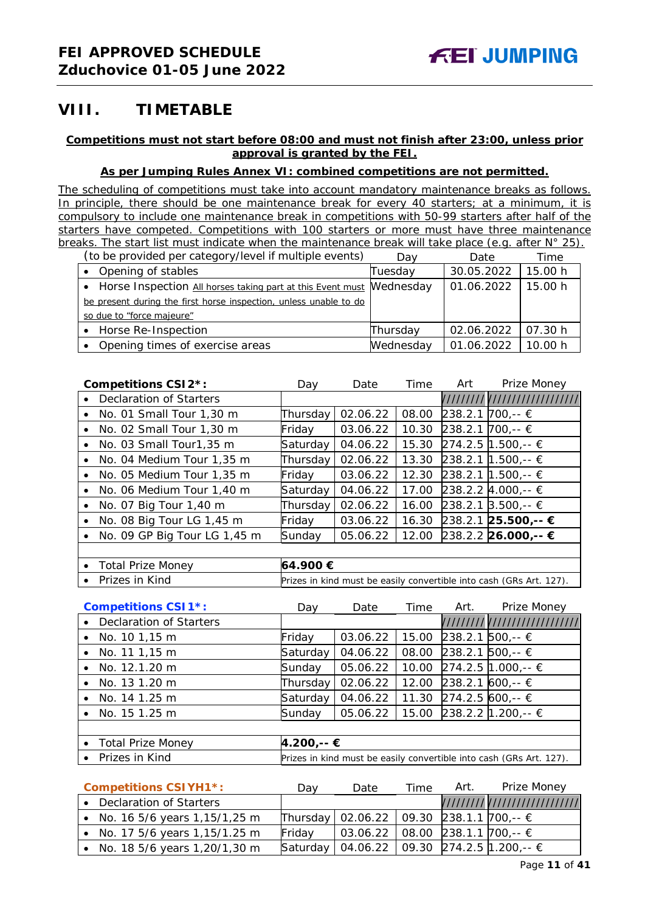## VIII. TIMETABLE

**Competitions must not start before 08:00 and must not finish after 23:00, unless prior approval is granted by the FEI.**

**As per Jumping Rules Annex VI: combined competitions are not permitted.**

The scheduling of competitions must take into account mandatory maintenance breaks as follows. In principle, there should be one maintenance break for every 40 starters; at a minimum, it is compulsory to include one maintenance break in competitions with 50-99 starters after half of the starters have competed. Competitions with 100 starters or more must have three maintenance breaks. The start list must indicate when the maintenance break will take place (e.g. after N° 25).

| (to be provided per category/level if multiple events) | Day | Date | Time |
|---|---|---|---|
| • Opening of stables | Tuesday | 30.05.2022 | 15.00 h |
| • Horse Inspection All horses taking part at this Event must be present during the first horse inspection, unless unable to do so due to "force majeure" | Wednesday | 01.06.2022 | 15.00 h |
| • Horse Re-Inspection | Thursday | 02.06.2022 | 07.30 h |
| • Opening times of exercise areas | Wednesday | 01.06.2022 | 10.00 h |

| **Competitions CSI2\*:** | Day | Date | Time | Art | Prize Money |
|---|---|---|---|---|---|
| • Declaration of Starters | | | | ///////// | ////////////////// |
| • No. 01 Small Tour 1,30 m | Thursday | 02.06.22 | 08.00 | 238.2.1 | 700,-- € |
| • No. 02 Small Tour 1,30 m | Friday | 03.06.22 | 10.30 | 238.2.1 | 700,-- € |
| • No. 03 Small Tour1,35 m | Saturday | 04.06.22 | 15.30 | 274.2.5 | 1.500,-- € |
| • No. 04 Medium Tour 1,35 m | Thursday | 02.06.22 | 13.30 | 238.2.1 | 1.500,-- € |
| • No. 05 Medium Tour 1,35 m | Friday | 03.06.22 | 12.30 | 238.2.1 | 1.500,-- € |
| • No. 06 Medium Tour 1,40 m | Saturday | 04.06.22 | 17.00 | 238.2.2 | 4.000,-- € |
| • No. 07 Big Tour 1,40 m | Thursday | 02.06.22 | 16.00 | 238.2.1 | 3.500,-- € |
| • No. 08 Big Tour LG 1,45 m | Friday | 03.06.22 | 16.30 | 238.2.1 | **25.500,-- €** |
| • No. 09 GP Big Tour LG 1,45 m | Sunday | 05.06.22 | 12.00 | 238.2.2 | **26.000,-- €** |
| | | | | | |
| • Total Prize Money | **64.900 €** | | | | |
| • Prizes in Kind | Prizes in kind must be easily convertible into cash (GRs Art. 127). | | | | |

| **Competitions CSI1\*:** | Day | Date | Time | Art. | Prize Money |
|---|---|---|---|---|---|
| • Declaration of Starters | | | | ///////// | ////////////////// |
| • No. 10 1,15 m | Friday | 03.06.22 | 15.00 | 238.2.1 | 500,-- € |
| • No. 11 1,15 m | Saturday | 04.06.22 | 08.00 | 238.2.1 | 500,-- € |
| • No. 12.1.20 m | Sunday | 05.06.22 | 10.00 | 274.2.5 | 1.000,-- € |
| • No. 13 1.20 m | Thursday | 02.06.22 | 12.00 | 238.2.1 | 600,-- € |
| • No. 14 1.25 m | Saturday | 04.06.22 | 11.30 | 274.2.5 | 600,-- € |
| • No. 15 1.25 m | Sunday | 05.06.22 | 15.00 | 238.2.2 | 1.200,-- € |
| | | | | | |
| • Total Prize Money | **4.200,-- €** | | | | |
| • Prizes in Kind | Prizes in kind must be easily convertible into cash (GRs Art. 127). | | | | |

| **Competitions CSIYH1\*:** | Day | Date | Time | Art. | Prize Money |
|---|---|---|---|---|---|
| • Declaration of Starters | | | | ///////// | ////////////////// |
| • No. 16 5/6 years 1,15/1,25 m | Thursday | 02.06.22 | 09.30 | 238.1.1 | 700,-- € |
| • No. 17 5/6 years 1,15/1.25 m | Friday | 03.06.22 | 08.00 | 238.1.1 | 700,-- € |
| • No. 18 5/6 years 1,20/1,30 m | Saturday | 04.06.22 | 09.30 | 274.2.5 | 1.200,-- € |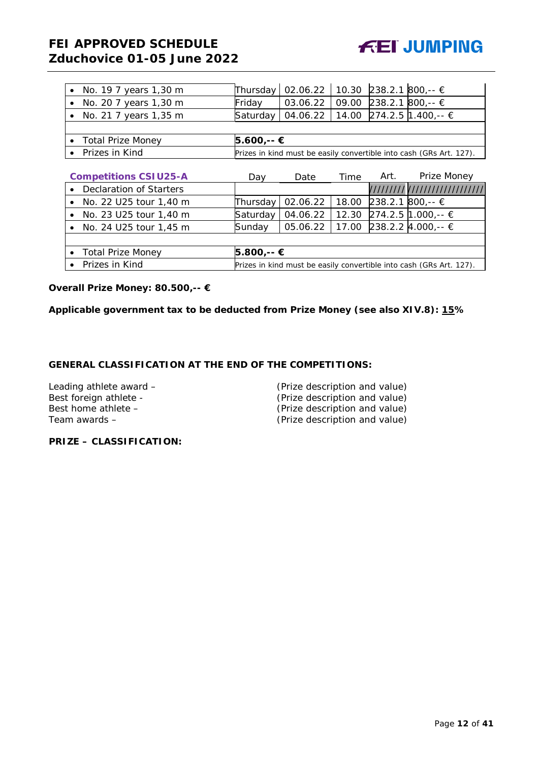| | | | | | |
|---|---|---|---|---|---|
| • No. 19 7 years 1,30 m | Thursday | 02.06.22 | 10.30 | 238.2.1 | 800,-- € |
| • No. 20 7 years 1,30 m | Friday | 03.06.22 | 09.00 | 238.2.1 | 800,-- € |
| • No. 21 7 years 1,35 m | Saturday | 04.06.22 | 14.00 | 274.2.5 | 1.400,-- € |
| | | | | | |
| • Total Prize Money | **5.600,-- €** | | | | |
| • Prizes in Kind | Prizes in kind must be easily convertible into cash (GRs Art. 127). | | | | |

| **Competitions CSIU25-A** | Day | Date | Time | Art. | Prize Money |
|---|---|---|---|---|---|
| • Declaration of Starters | | | | ///////// | ///////////////// |
| • No. 22 U25 tour 1,40 m | Thursday | 02.06.22 | 18.00 | 238.2.1 | 800,-- € |
| • No. 23 U25 tour 1,40 m | Saturday | 04.06.22 | 12.30 | 274.2.5 | 1.000,-- € |
| • No. 24 U25 tour 1,45 m | Sunday | 05.06.22 | 17.00 | 238.2.2 | 4.000,-- € |
| | | | | | |
| • Total Prize Money | **5.800,-- €** | | | | |
| • Prizes in Kind | Prizes in kind must be easily convertible into cash (GRs Art. 127). | | | | |

**Overall Prize Money: 80.500,-- €**

**Applicable government tax to be deducted from Prize Money (see also XIV.8): 15%**

**GENERAL CLASSIFICATION AT THE END OF THE COMPETITIONS:**

Leading athlete award – (Prize description and value)
Best foreign athlete - (Prize description and value)
Best home athlete – (Prize description and value)
Team awards – (Prize description and value)

**PRIZE – CLASSIFICATION:**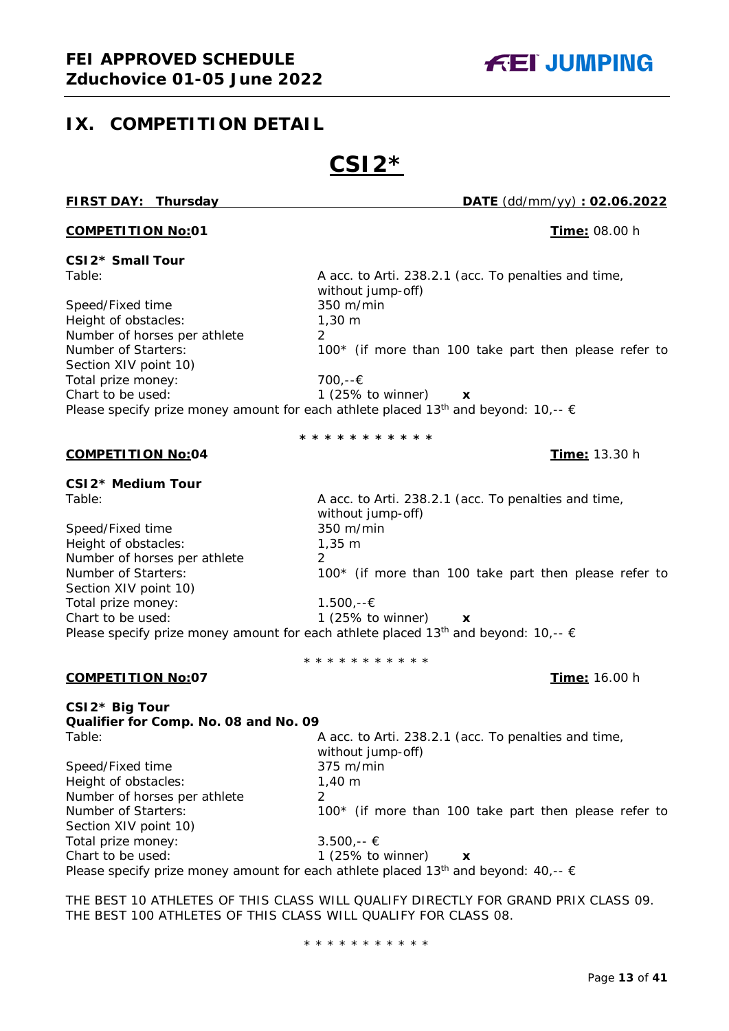## IX. COMPETITION DETAIL

# CSI2*

**FIRST DAY: Thursday** **DATE** (dd/mm/yy) **: 02.06.2022**

**COMPETITION No:01** **Time:** 08.00 h

**CSI2* Small Tour**

Table: A acc. to Arti. 238.2.1 (acc. To penalties and time, without jump-off)
Speed/Fixed time 350 m/min
Height of obstacles: 1,30 m
Number of horses per athlete 2
Number of Starters: 100* (if more than 100 take part then please refer to Section XIV point 10)
Total prize money: 700,--€
Chart to be used: 1 (25% to winner) **x**
Please specify prize money amount for each athlete placed 13th and beyond: 10,-- €

* * * * * * * * * * *

**COMPETITION No:04** **Time:** 13.30 h

**CSI2* Medium Tour**

Table: A acc. to Arti. 238.2.1 (acc. To penalties and time, without jump-off)
Speed/Fixed time 350 m/min
Height of obstacles: 1,35 m
Number of horses per athlete 2
Number of Starters: 100* (if more than 100 take part then please refer to Section XIV point 10)
Total prize money: 1.500,--€
Chart to be used: 1 (25% to winner) **x**
Please specify prize money amount for each athlete placed 13th and beyond: 10,-- €

* * * * * * * * * * *

**COMPETITION No:07** **Time:** 16.00 h

**CSI2* Big Tour**
**Qualifier for Comp. No. 08 and No. 09**

Table: A acc. to Arti. 238.2.1 (acc. To penalties and time, without jump-off)
Speed/Fixed time 375 m/min
Height of obstacles: 1,40 m
Number of horses per athlete 2
Number of Starters: 100* (if more than 100 take part then please refer to Section XIV point 10)
Total prize money: 3.500,-- €
Chart to be used: 1 (25% to winner) **x**
Please specify prize money amount for each athlete placed 13th and beyond: 40,-- €

THE BEST 10 ATHLETES OF THIS CLASS WILL QUALIFY DIRECTLY FOR GRAND PRIX CLASS 09.
THE BEST 100 ATHLETES OF THIS CLASS WILL QUALIFY FOR CLASS 08.

* * * * * * * * * * *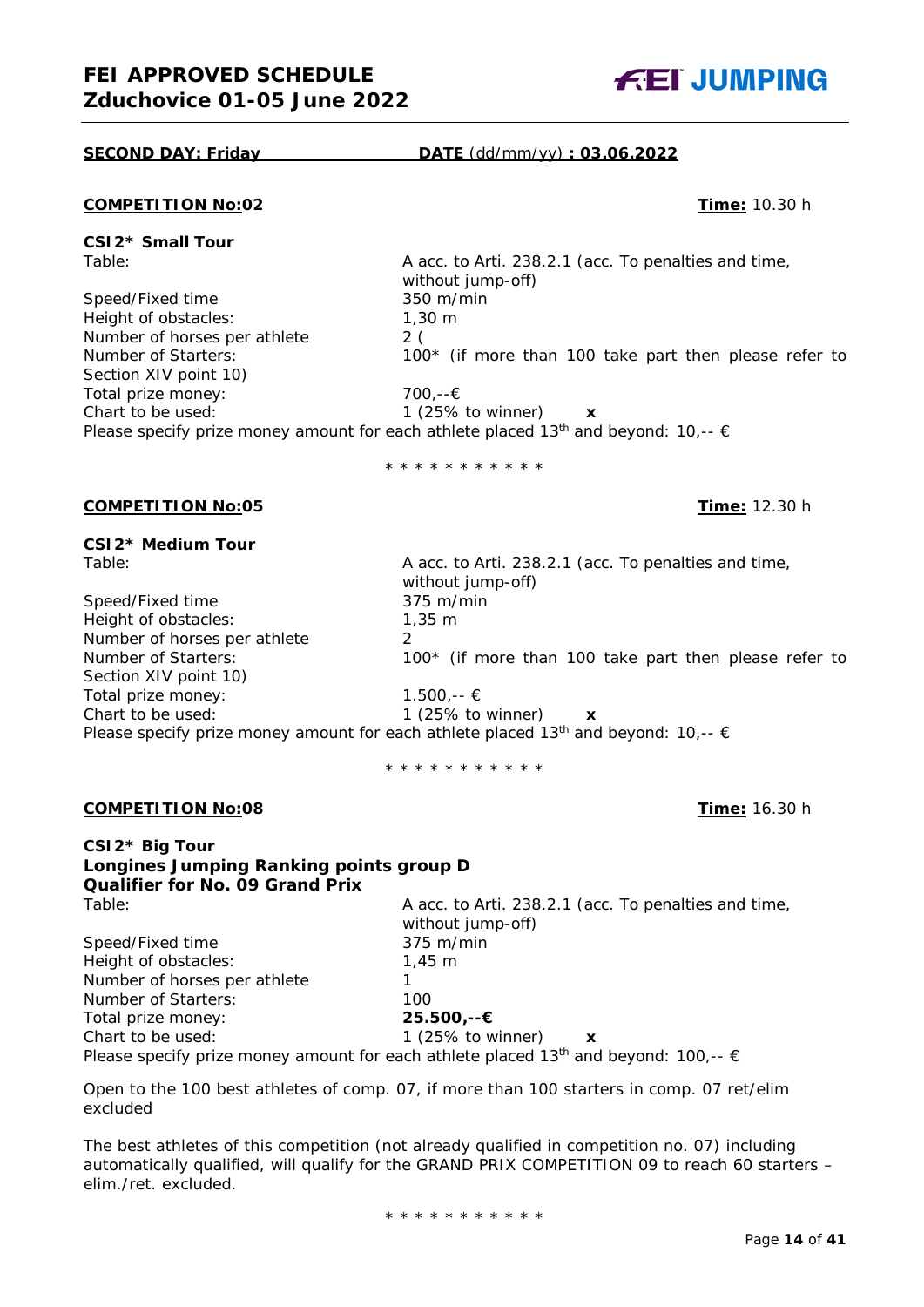**SECOND DAY: Friday** **DATE** (dd/mm/yy) **: 03.06.2022**

**COMPETITION No:02** **Time:** 10.30 h

**CSI2\* Small Tour**

Table: A acc. to Arti. 238.2.1 (acc. To penalties and time, without jump-off)
Speed/Fixed time 350 m/min
Height of obstacles: 1,30 m
Number of horses per athlete 2 (
Number of Starters: 100\* (if more than 100 take part then please refer to Section XIV point 10)
Total prize money: 700,--€
Chart to be used: 1 (25% to winner) **x**
Please specify prize money amount for each athlete placed 13th and beyond: 10,-- €

\* \* \* \* \* \* \* \* \* \* \*

**COMPETITION No:05** **Time:** 12.30 h

**CSI2\* Medium Tour**

Table: A acc. to Arti. 238.2.1 (acc. To penalties and time, without jump-off)
Speed/Fixed time 375 m/min
Height of obstacles: 1,35 m
Number of horses per athlete 2
Number of Starters: 100\* (if more than 100 take part then please refer to Section XIV point 10)
Total prize money: 1.500,-- €
Chart to be used: 1 (25% to winner) **x**
Please specify prize money amount for each athlete placed 13th and beyond: 10,-- €

\* \* \* \* \* \* \* \* \* \* \*

**COMPETITION No:08** **Time:** 16.30 h

**CSI2\* Big Tour**
**Longines Jumping Ranking points group D**
**Qualifier for No. 09 Grand Prix**

Table: A acc. to Arti. 238.2.1 (acc. To penalties and time, without jump-off)
Speed/Fixed time 375 m/min
Height of obstacles: 1,45 m
Number of horses per athlete 1
Number of Starters: 100
Total prize money: **25.500,--€**
Chart to be used: 1 (25% to winner) **x**
Please specify prize money amount for each athlete placed 13th and beyond: 100,-- €

Open to the 100 best athletes of comp. 07, if more than 100 starters in comp. 07 ret/elim excluded

The best athletes of this competition (not already qualified in competition no. 07) including automatically qualified, will qualify for the GRAND PRIX COMPETITION 09 to reach 60 starters – elim./ret. excluded.

\* \* \* \* \* \* \* \* \* \* \*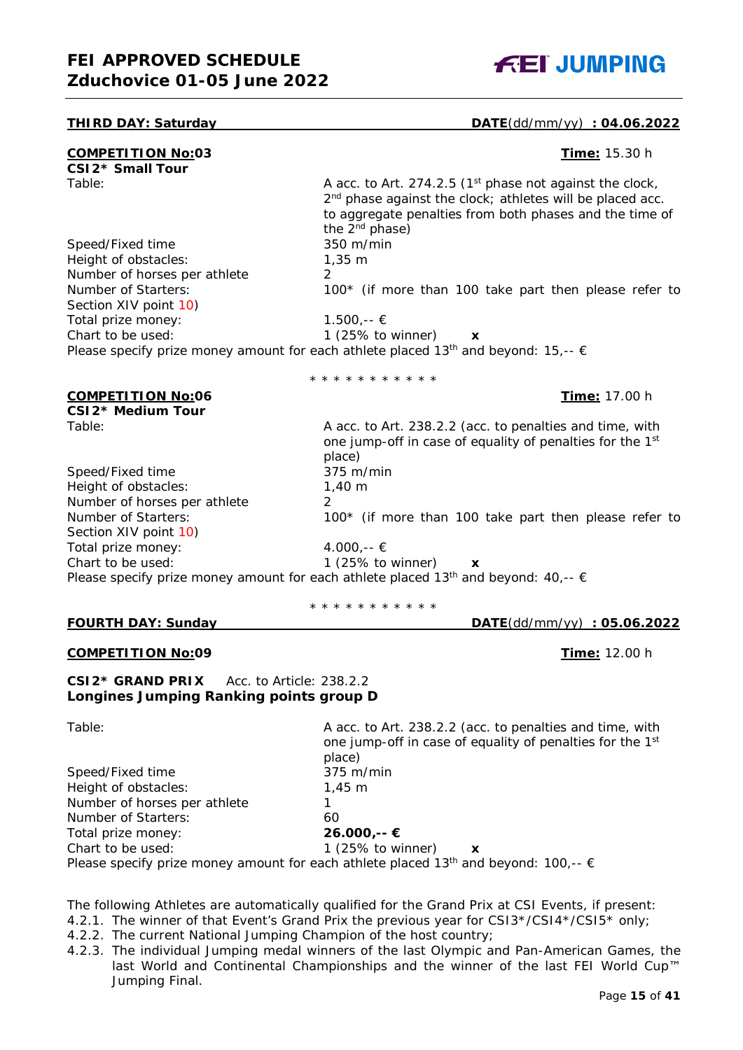**THIRD DAY: Saturday** **DATE**(dd/mm/yy) **: 04.06.2022**

**COMPETITION No:03** **Time:** 15.30 h

**CSI2* Small Tour**

Table: A acc. to Art. 274.2.5 (1st phase not against the clock, 2nd phase against the clock; athletes will be placed acc. to aggregate penalties from both phases and the time of the 2nd phase)
Speed/Fixed time: 350 m/min
Height of obstacles: 1,35 m
Number of horses per athlete: 2
Number of Starters: 100* (if more than 100 take part then please refer to Section XIV point 10)
Total prize money: 1.500,-- €
Chart to be used: 1 (25% to winner) **x**

Please specify prize money amount for each athlete placed 13th and beyond: 15,-- €

* * * * * * * * * * *

**COMPETITION No:06** **Time:** 17.00 h

**CSI2* Medium Tour**

Table: A acc. to Art. 238.2.2 (acc. to penalties and time, with one jump-off in case of equality of penalties for the 1st place)
Speed/Fixed time: 375 m/min
Height of obstacles: 1,40 m
Number of horses per athlete: 2
Number of Starters: 100* (if more than 100 take part then please refer to Section XIV point 10)
Total prize money: 4.000,-- €
Chart to be used: 1 (25% to winner) **x**

Please specify prize money amount for each athlete placed 13th and beyond: 40,-- €

* * * * * * * * * * *

**FOURTH DAY: Sunday** **DATE**(dd/mm/yy) **: 05.06.2022**

**COMPETITION No:09** **Time:** 12.00 h

**CSI2* GRAND PRIX** Acc. to Article: 238.2.2
**Longines Jumping Ranking points group D**

Table: A acc. to Art. 238.2.2 (acc. to penalties and time, with one jump-off in case of equality of penalties for the 1st place)
Speed/Fixed time: 375 m/min
Height of obstacles: 1,45 m
Number of horses per athlete: 1
Number of Starters: 60
Total prize money: **26.000,-- €**
Chart to be used: 1 (25% to winner) **x**

Please specify prize money amount for each athlete placed 13th and beyond: 100,-- €

The following Athletes are automatically qualified for the Grand Prix at CSI Events, if present:

4.2.1. The winner of that Event's Grand Prix the previous year for CSI3*/CSI4*/CSI5* only;
4.2.2. The current National Jumping Champion of the host country;
4.2.3. The individual Jumping medal winners of the last Olympic and Pan-American Games, the last World and Continental Championships and the winner of the last FEI World Cup™ Jumping Final.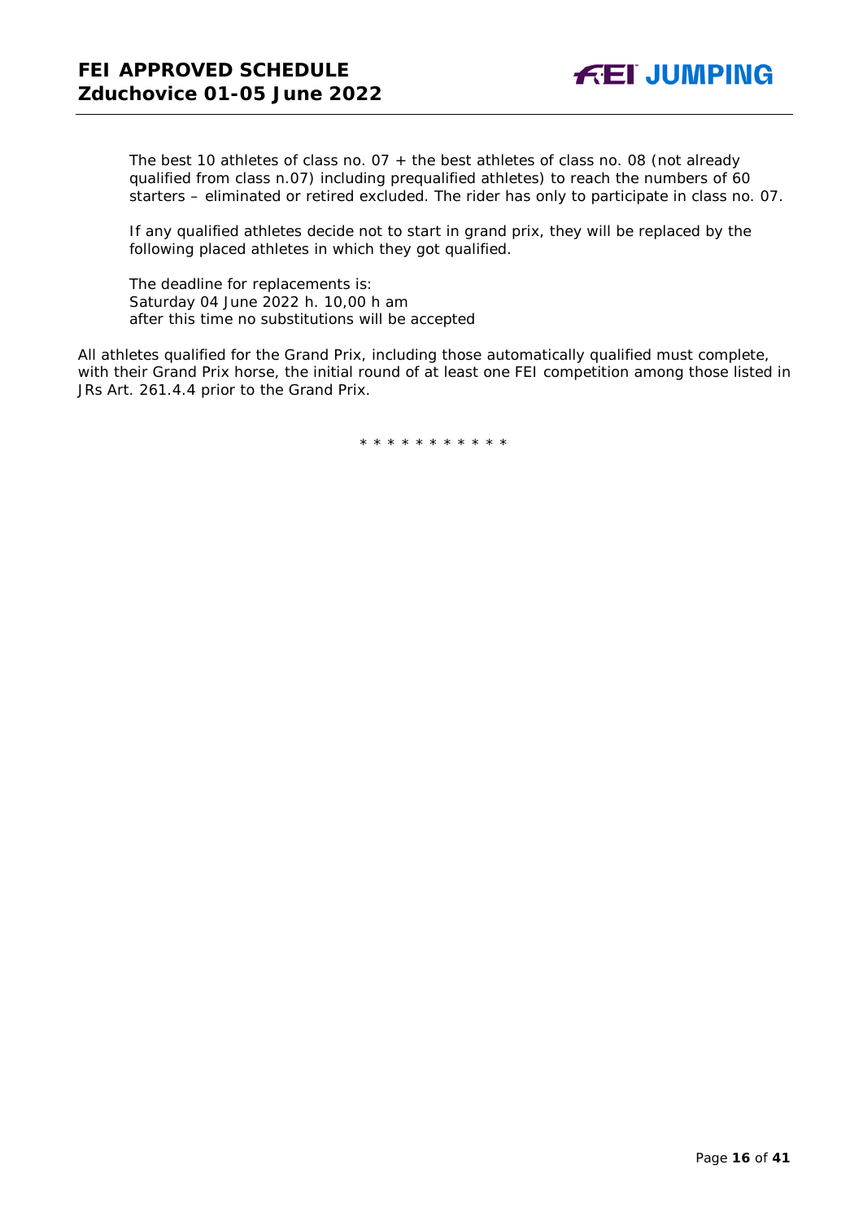The best 10 athletes of class no. 07 + the best athletes of class no. 08 (not already qualified from class n.07) including prequalified athletes) to reach the numbers of 60 starters – eliminated or retired excluded. The rider has only to participate in class no. 07.

If any qualified athletes decide not to start in grand prix, they will be replaced by the following placed athletes in which they got qualified.

The deadline for replacements is:
Saturday 04 June 2022 h. 10,00 h am
after this time no substitutions will be accepted

All athletes qualified for the Grand Prix, including those automatically qualified must complete, with their Grand Prix horse, the initial round of at least one FEI competition among those listed in JRs Art. 261.4.4 prior to the Grand Prix.

* * * * * * * * * * *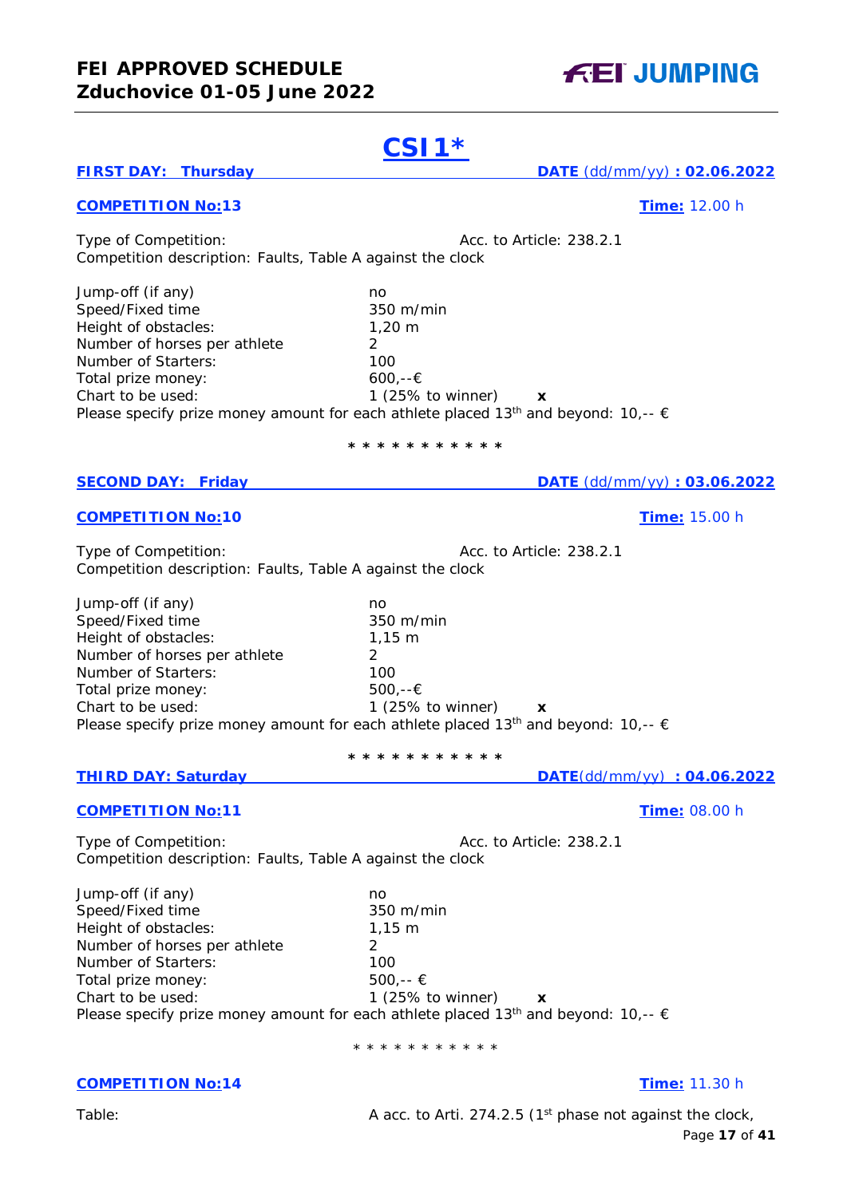# CSI1*

**FIRST DAY: Thursday** **DATE** (dd/mm/yy) **: 02.06.2022**

**COMPETITION No:13** **Time:** 12.00 h

Type of Competition: Acc. to Article: 238.2.1
Competition description: Faults, Table A against the clock

Jump-off (if any) no
Speed/Fixed time 350 m/min
Height of obstacles: 1,20 m
Number of horses per athlete 2
Number of Starters: 100
Total prize money: 600,--€
Chart to be used: 1 (25% to winner) **x**
Please specify prize money amount for each athlete placed 13th and beyond: 10,-- €

* * * * * * * * * * *

**SECOND DAY: Friday** **DATE** (dd/mm/yy) **: 03.06.2022**

**COMPETITION No:10** **Time:** 15.00 h

Type of Competition: Acc. to Article: 238.2.1
Competition description: Faults, Table A against the clock

Jump-off (if any) no
Speed/Fixed time 350 m/min
Height of obstacles: 1,15 m
Number of horses per athlete 2
Number of Starters: 100
Total prize money: 500,--€
Chart to be used: 1 (25% to winner) **x**
Please specify prize money amount for each athlete placed 13th and beyond: 10,-- €

* * * * * * * * * * *

**THIRD DAY: Saturday** **DATE**(dd/mm/yy) **: 04.06.2022**

**COMPETITION No:11** **Time:** 08.00 h

Type of Competition: Acc. to Article: 238.2.1
Competition description: Faults, Table A against the clock

Jump-off (if any) no
Speed/Fixed time 350 m/min
Height of obstacles: 1,15 m
Number of horses per athlete 2
Number of Starters: 100
Total prize money: 500,-- €
Chart to be used: 1 (25% to winner) **x**
Please specify prize money amount for each athlete placed 13th and beyond: 10,-- €

* * * * * * * * * * *

**COMPETITION No:14** **Time:** 11.30 h

Table: A acc. to Arti. 274.2.5 (1st phase not against the clock,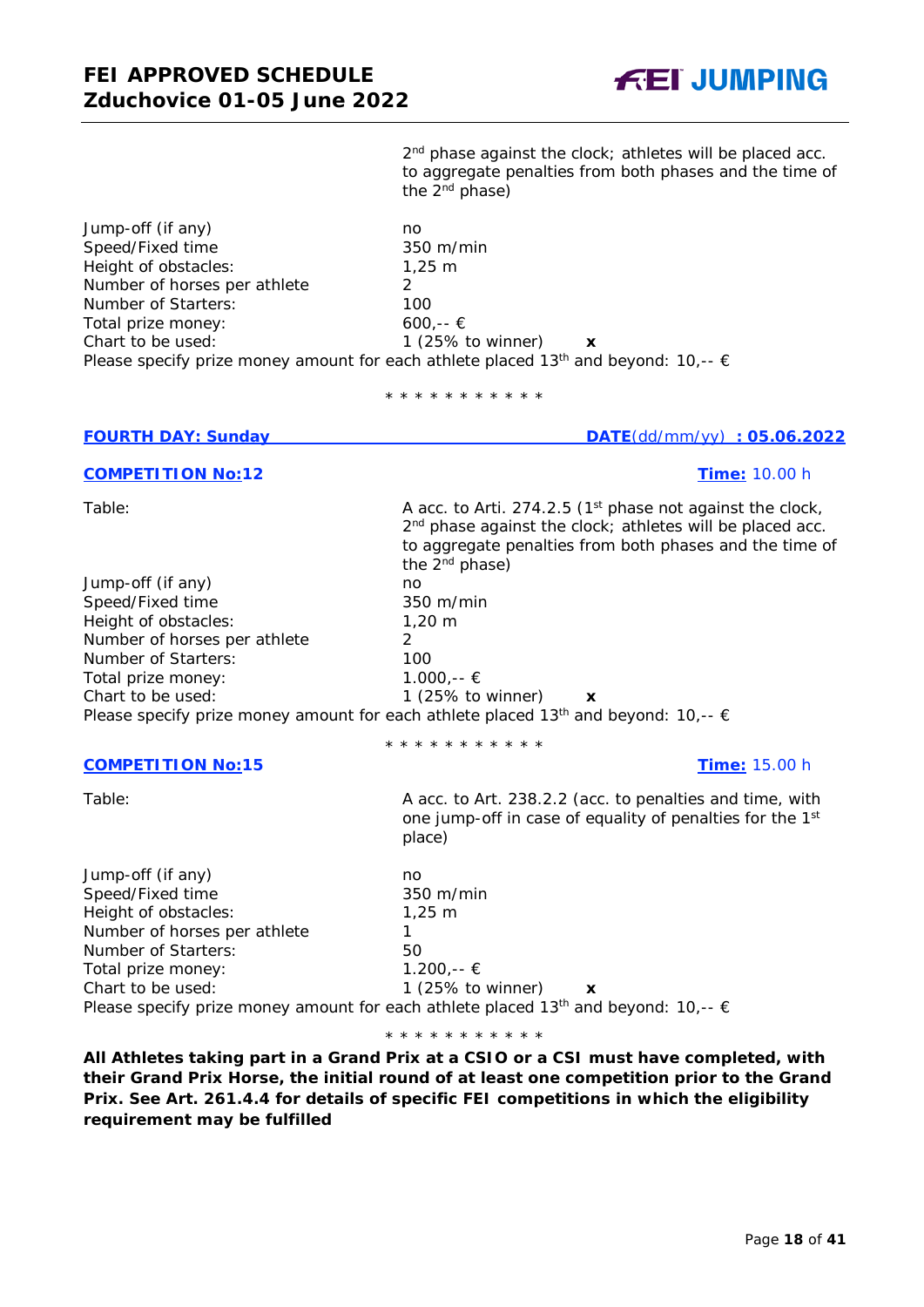2[nd] phase against the clock; athletes will be placed acc. to aggregate penalties from both phases and the time of the 2[nd] phase)

| | |
|---|---|
| Jump-off (if any) | no |
| Speed/Fixed time | 350 m/min |
| Height of obstacles: | 1,25 m |
| Number of horses per athlete | 2 |
| Number of Starters: | 100 |
| Total prize money: | 600,-- € |
| Chart to be used: | 1 (25% to winner) **x** |

Please specify prize money amount for each athlete placed 13[th] and beyond: 10,-- €

\* \* \* \* \* \* \* \* \* \* \*

## FOURTH DAY: Sunday — DATE(dd/mm/yy) : 05.06.2022

### COMPETITION No:12 — Time: 10.00 h

| | |
|---|---|
| Table: | A acc. to Arti. 274.2.5 (1[st] phase not against the clock, 2[nd] phase against the clock; athletes will be placed acc. to aggregate penalties from both phases and the time of the 2[nd] phase) |
| Jump-off (if any) | no |
| Speed/Fixed time | 350 m/min |
| Height of obstacles: | 1,20 m |
| Number of horses per athlete | 2 |
| Number of Starters: | 100 |
| Total prize money: | 1.000,-- € |
| Chart to be used: | 1 (25% to winner) **x** |

Please specify prize money amount for each athlete placed 13[th] and beyond: 10,-- €

\* \* \* \* \* \* \* \* \* \* \*

### COMPETITION No:15 — Time: 15.00 h

| | |
|---|---|
| Table: | A acc. to Art. 238.2.2 (acc. to penalties and time, with one jump-off in case of equality of penalties for the 1[st] place) |
| Jump-off (if any) | no |
| Speed/Fixed time | 350 m/min |
| Height of obstacles: | 1,25 m |
| Number of horses per athlete | 1 |
| Number of Starters: | 50 |
| Total prize money: | 1.200,-- € |
| Chart to be used: | 1 (25% to winner) **x** |

Please specify prize money amount for each athlete placed 13[th] and beyond: 10,-- €

\* \* \* \* \* \* \* \* \* \* \*

**All Athletes taking part in a Grand Prix at a CSIO or a CSI must have completed, with their Grand Prix Horse, the initial round of at least one competition prior to the Grand Prix. See Art. 261.4.4 for details of specific FEI competitions in which the eligibility requirement may be fulfilled**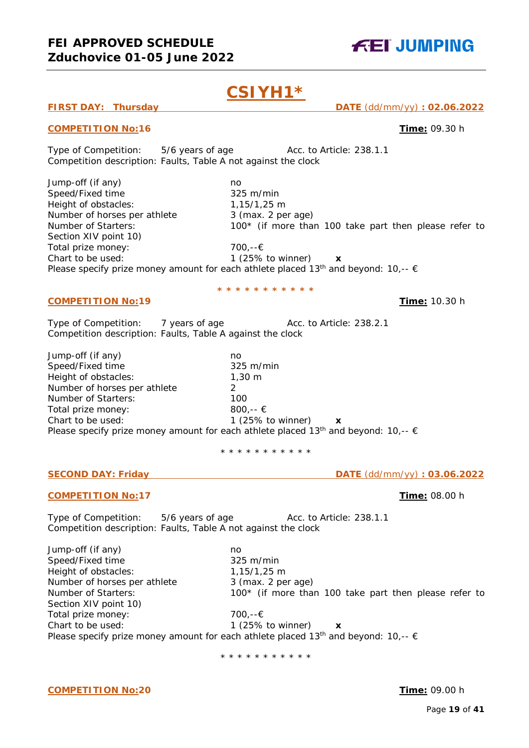# CSIYH1*

**FIRST DAY: Thursday** **DATE** (dd/mm/yy) **: 02.06.2022**

**COMPETITION No:16** **Time:** 09.30 h

Type of Competition: 5/6 years of age Acc. to Article: 238.1.1
Competition description: Faults, Table A not against the clock

| | |
|---|---|
| Jump-off (if any) | no |
| Speed/Fixed time | 325 m/min |
| Height of obstacles: | 1,15/1,25 m |
| Number of horses per athlete | 3 (max. 2 per age) |
| Number of Starters: | 100* (if more than 100 take part then please refer to Section XIV point 10) |
| Total prize money: | 700,--€ |
| Chart to be used: | 1 (25% to winner) **x** |

Please specify prize money amount for each athlete placed 13th and beyond: 10,-- €

* * * * * * * * * * *

**COMPETITION No:19** **Time:** 10.30 h

Type of Competition: 7 years of age Acc. to Article: 238.2.1
Competition description: Faults, Table A against the clock

| | |
|---|---|
| Jump-off (if any) | no |
| Speed/Fixed time | 325 m/min |
| Height of obstacles: | 1,30 m |
| Number of horses per athlete | 2 |
| Number of Starters: | 100 |
| Total prize money: | 800,-- € |
| Chart to be used: | 1 (25% to winner) **x** |

Please specify prize money amount for each athlete placed 13th and beyond: 10,-- €

* * * * * * * * * * *

**SECOND DAY: Friday** **DATE** (dd/mm/yy) **: 03.06.2022**

**COMPETITION No:17** **Time:** 08.00 h

Type of Competition: 5/6 years of age Acc. to Article: 238.1.1
Competition description: Faults, Table A not against the clock

| | |
|---|---|
| Jump-off (if any) | no |
| Speed/Fixed time | 325 m/min |
| Height of obstacles: | 1,15/1,25 m |
| Number of horses per athlete | 3 (max. 2 per age) |
| Number of Starters: | 100* (if more than 100 take part then please refer to Section XIV point 10) |
| Total prize money: | 700,--€ |
| Chart to be used: | 1 (25% to winner) **x** |

Please specify prize money amount for each athlete placed 13th and beyond: 10,-- €

* * * * * * * * * * *

**COMPETITION No:20** **Time:** 09.00 h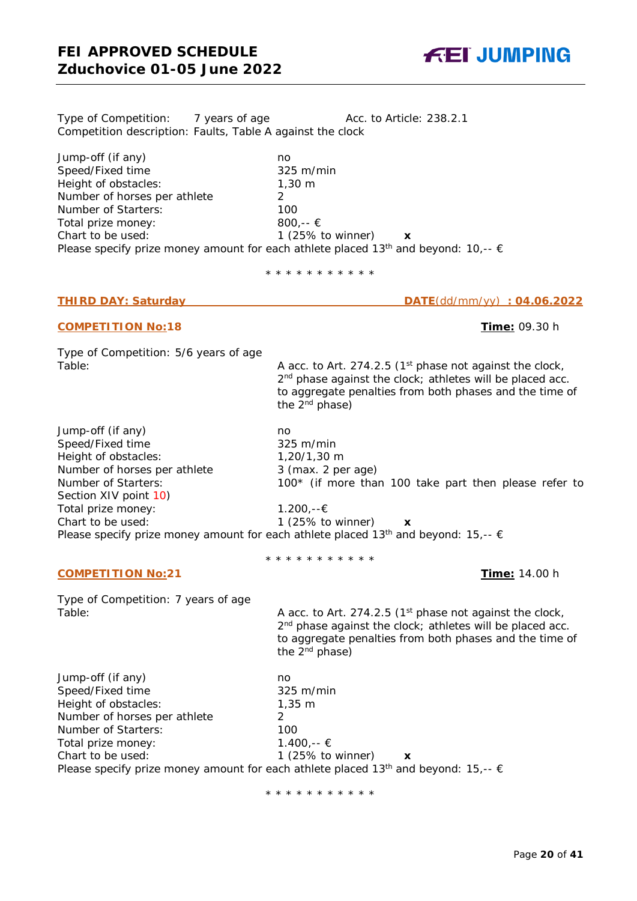Type of Competition: 7 years of age    Acc. to Article: 238.2.1
Competition description: Faults, Table A against the clock

| | |
|---|---|
| Jump-off (if any) | no |
| Speed/Fixed time | 325 m/min |
| Height of obstacles: | 1,30 m |
| Number of horses per athlete | 2 |
| Number of Starters: | 100 |
| Total prize money: | 800,-- € |
| Chart to be used: | 1 (25% to winner) **x** |

Please specify prize money amount for each athlete placed 13th and beyond: 10,-- €

\* \* \* \* \* \* \* \* \* \* \*

**THIRD DAY: Saturday**    **DATE**(dd/mm/yy) **: 04.06.2022**

**COMPETITION No:18**    **Time:** 09.30 h

Type of Competition: 5/6 years of age

| | |
|---|---|
| Table: | A acc. to Art. 274.2.5 (1st phase not against the clock, 2nd phase against the clock; athletes will be placed acc. to aggregate penalties from both phases and the time of the 2nd phase) |
| Jump-off (if any) | no |
| Speed/Fixed time | 325 m/min |
| Height of obstacles: | 1,20/1,30 m |
| Number of horses per athlete | 3 (max. 2 per age) |
| Number of Starters: | 100* (if more than 100 take part then please refer to Section XIV point 10) |
| Total prize money: | 1.200,--€ |
| Chart to be used: | 1 (25% to winner) **x** |

Please specify prize money amount for each athlete placed 13th and beyond: 15,-- €

\* \* \* \* \* \* \* \* \* \* \*

**COMPETITION No:21**    **Time:** 14.00 h

Type of Competition: 7 years of age

| | |
|---|---|
| Table: | A acc. to Art. 274.2.5 (1st phase not against the clock, 2nd phase against the clock; athletes will be placed acc. to aggregate penalties from both phases and the time of the 2nd phase) |
| Jump-off (if any) | no |
| Speed/Fixed time | 325 m/min |
| Height of obstacles: | 1,35 m |
| Number of horses per athlete | 2 |
| Number of Starters: | 100 |
| Total prize money: | 1.400,-- € |
| Chart to be used: | 1 (25% to winner) **x** |

Please specify prize money amount for each athlete placed 13th and beyond: 15,-- €

\* \* \* \* \* \* \* \* \* \* \*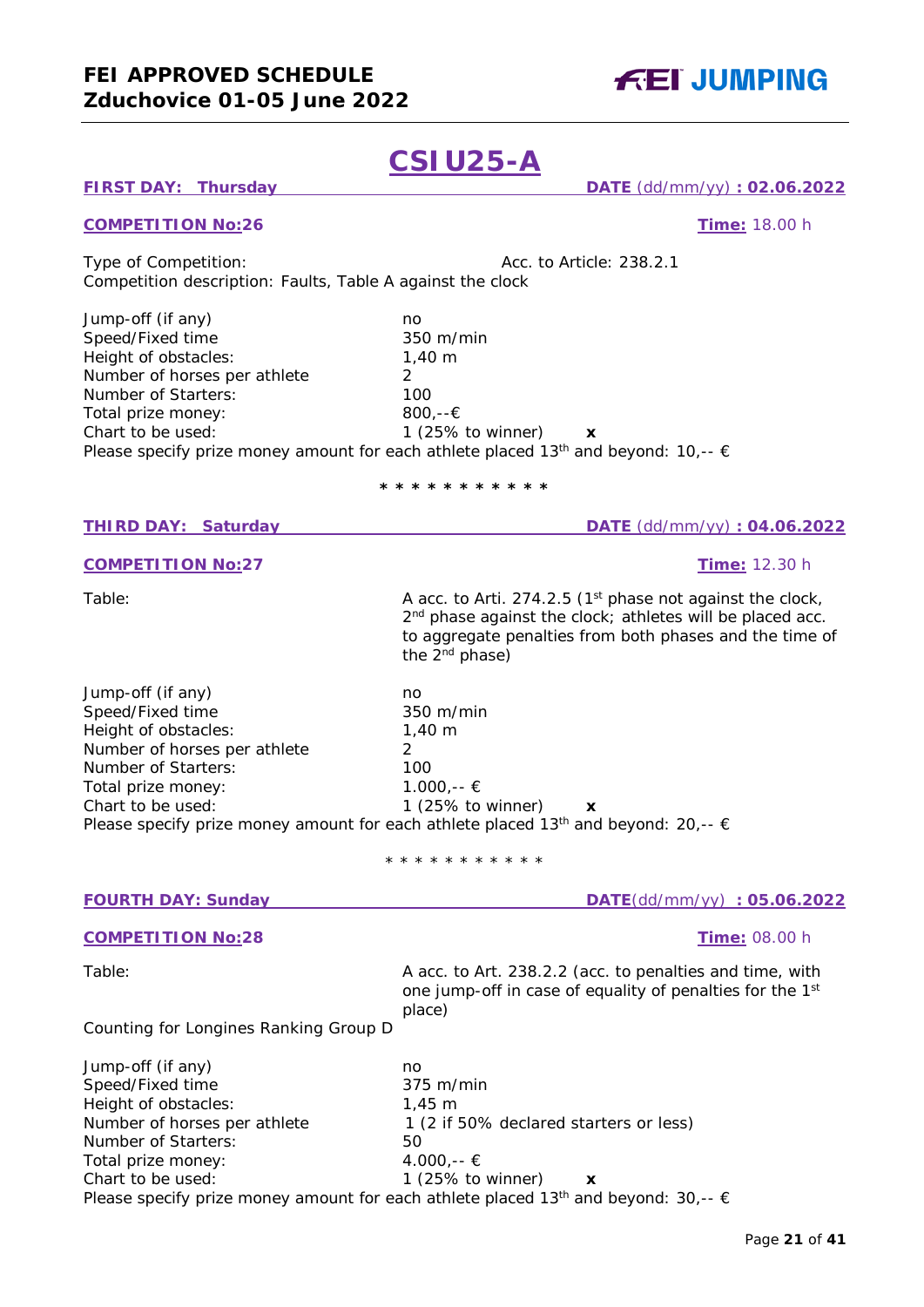# CSI U25-A

**FIRST DAY: Thursday** **DATE** (dd/mm/yy) **: 02.06.2022**

**COMPETITION No:26** **Time:** 18.00 h

Type of Competition: Acc. to Article: 238.2.1
Competition description: Faults, Table A against the clock

| | |
|---|---|
| Jump-off (if any) | no |
| Speed/Fixed time | 350 m/min |
| Height of obstacles: | 1,40 m |
| Number of horses per athlete | 2 |
| Number of Starters: | 100 |
| Total prize money: | 800,--€ |
| Chart to be used: | 1 (25% to winner) **x** |

Please specify prize money amount for each athlete placed 13th and beyond: 10,-- €

* * * * * * * * * * *

**THIRD DAY: Saturday** **DATE** (dd/mm/yy) **: 04.06.2022**

**COMPETITION No:27** **Time:** 12.30 h

Table: A acc. to Arti. 274.2.5 (1st phase not against the clock, 2nd phase against the clock; athletes will be placed acc. to aggregate penalties from both phases and the time of the 2nd phase)

| | |
|---|---|
| Jump-off (if any) | no |
| Speed/Fixed time | 350 m/min |
| Height of obstacles: | 1,40 m |
| Number of horses per athlete | 2 |
| Number of Starters: | 100 |
| Total prize money: | 1.000,-- € |
| Chart to be used: | 1 (25% to winner) **x** |

Please specify prize money amount for each athlete placed 13th and beyond: 20,-- €

* * * * * * * * * * *

**FOURTH DAY: Sunday** **DATE**(dd/mm/yy) **: 05.06.2022**

**COMPETITION No:28** **Time:** 08.00 h

Table: A acc. to Art. 238.2.2 (acc. to penalties and time, with one jump-off in case of equality of penalties for the 1st place)

Counting for Longines Ranking Group D

| | |
|---|---|
| Jump-off (if any) | no |
| Speed/Fixed time | 375 m/min |
| Height of obstacles: | 1,45 m |
| Number of horses per athlete | 1 (2 if 50% declared starters or less) |
| Number of Starters: | 50 |
| Total prize money: | 4.000,-- € |
| Chart to be used: | 1 (25% to winner) **x** |

Please specify prize money amount for each athlete placed 13th and beyond: 30,-- €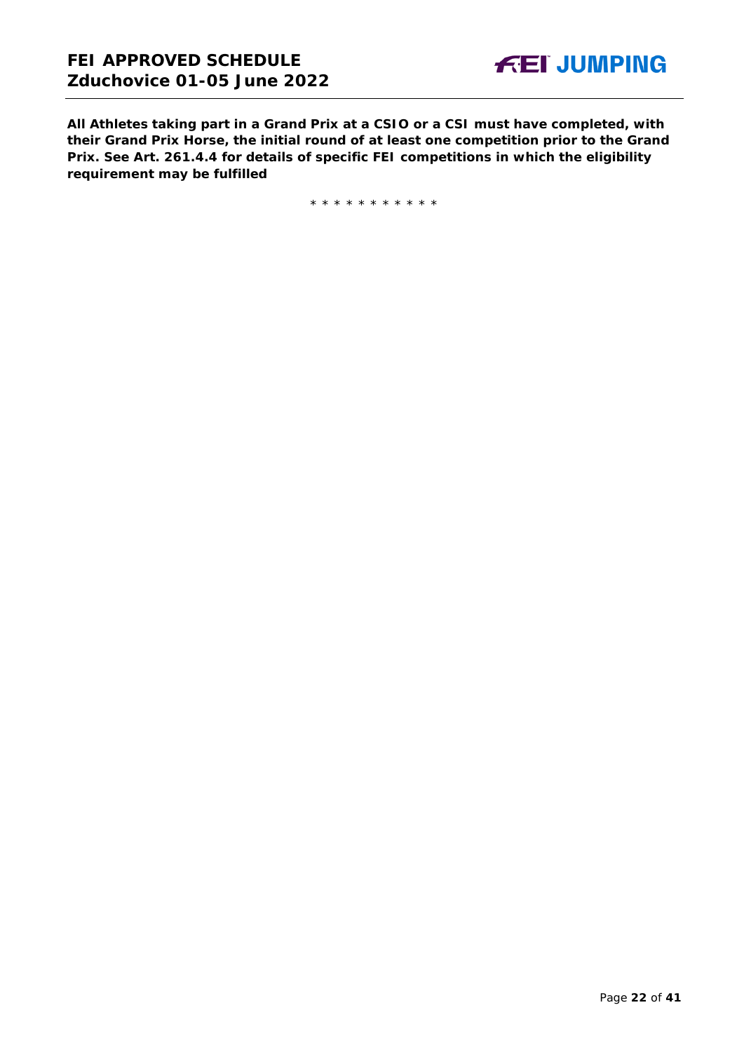**All Athletes taking part in a Grand Prix at a CSIO or a CSI must have completed, with their Grand Prix Horse, the initial round of at least one competition prior to the Grand Prix. See Art. 261.4.4 for details of specific FEI competitions in which the eligibility requirement may be fulfilled**

* * * * * * * * * * *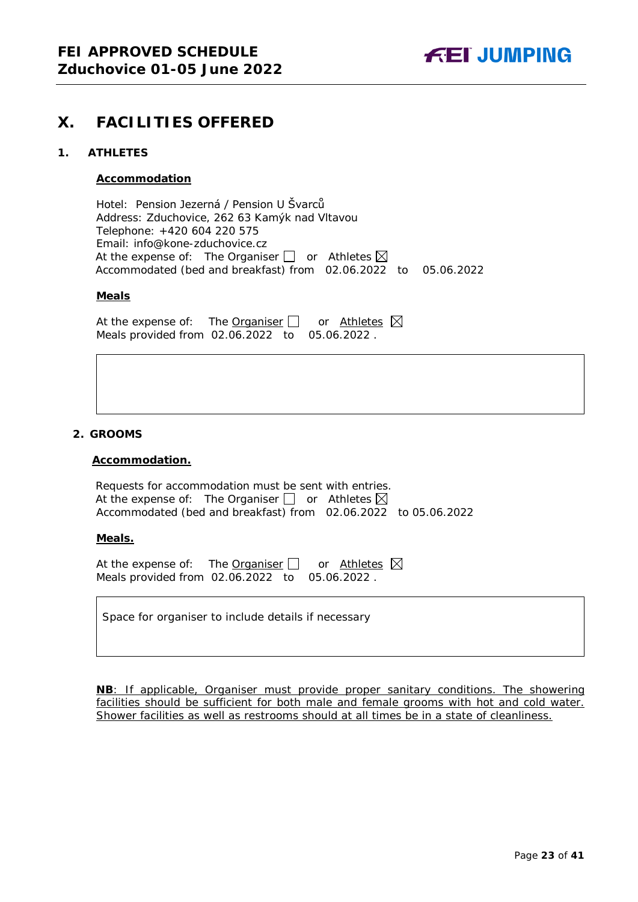# X. FACILITIES OFFERED

## 1. ATHLETES

**Accommodation**

Hotel: Pension Jezerná / Pension U Švarců
Address: Zduchovice, 262 63 Kamýk nad Vltavou
Telephone: +420 604 220 575
Email: info@kone-zduchovice.cz
At the expense of: The Organiser ☐ or Athletes ☒
Accommodated (bed and breakfast) from 02.06.2022 to 05.06.2022

**Meals**

At the expense of: The Organiser ☐ or Athletes ☒
Meals provided from 02.06.2022 to 05.06.2022 .

## 2. GROOMS

**Accommodation.**

Requests for accommodation must be sent with entries.
At the expense of: The Organiser ☐ or Athletes ☒
Accommodated (bed and breakfast) from 02.06.2022 to 05.06.2022

**Meals.**

At the expense of: The Organiser ☐ or Athletes ☒
Meals provided from 02.06.2022 to 05.06.2022 .

Space for organiser to include details if necessary

**NB**: If applicable, Organiser must provide proper sanitary conditions. The showering facilities should be sufficient for both male and female grooms with hot and cold water. Shower facilities as well as restrooms should at all times be in a state of cleanliness.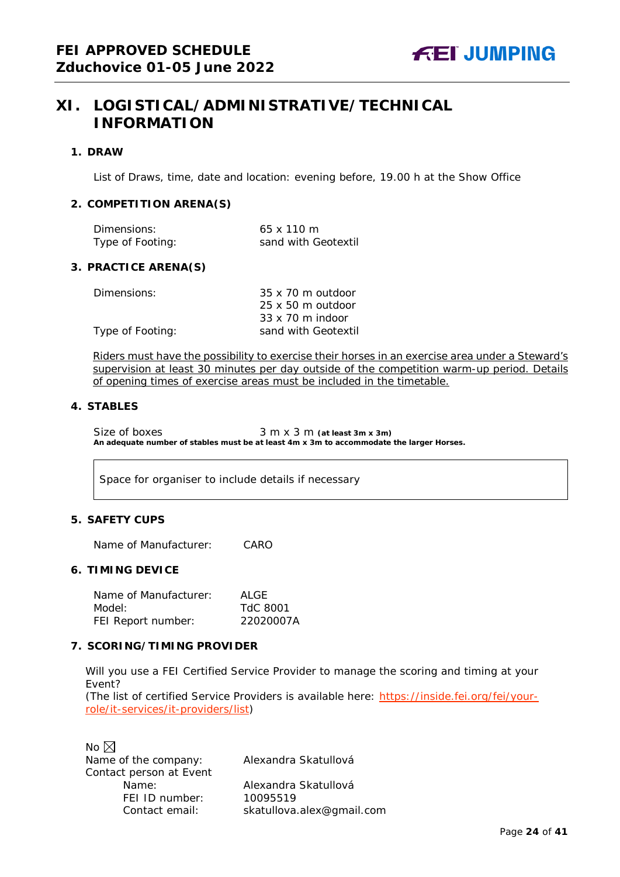# XI. LOGISTICAL/ADMINISTRATIVE/TECHNICAL INFORMATION

## 1. DRAW

List of Draws, time, date and location: evening before, 19.00 h at the Show Office

## 2. COMPETITION ARENA(S)

| | |
|---|---|
| Dimensions: | 65 x 110 m |
| Type of Footing: | sand with Geotextil |

## 3. PRACTICE ARENA(S)

| | |
|---|---|
| Dimensions: | 35 x 70 m outdoor<br>25 x 50 m outdoor<br>33 x 70 m indoor |
| Type of Footing: | sand with Geotextil |

Riders must have the possibility to exercise their horses in an exercise area under a Steward's supervision at least 30 minutes per day outside of the competition warm-up period. Details of opening times of exercise areas must be included in the timetable.

## 4. STABLES

Size of boxes 3 m x 3 m **(at least 3m x 3m)**

**An adequate number of stables must be at least 4m x 3m to accommodate the larger Horses.**

| Space for organiser to include details if necessary |
|---|

## 5. SAFETY CUPS

Name of Manufacturer: CARO

## 6. TIMING DEVICE

| | |
|---|---|
| Name of Manufacturer: | ALGE |
| Model: | TdC 8001 |
| FEI Report number: | 22020007A |

## 7. SCORING/TIMING PROVIDER

Will you use a FEI Certified Service Provider to manage the scoring and timing at your Event?
(The list of certified Service Providers is available here: https://inside.fei.org/fei/your-role/it-services/it-providers/list)

No ☒

| | |
|---|---|
| Name of the company: | Alexandra Skatullová |
| Contact person at Event | |
| Name: | Alexandra Skatullová |
| FEI ID number: | 10095519 |
| Contact email: | skatullova.alex@gmail.com |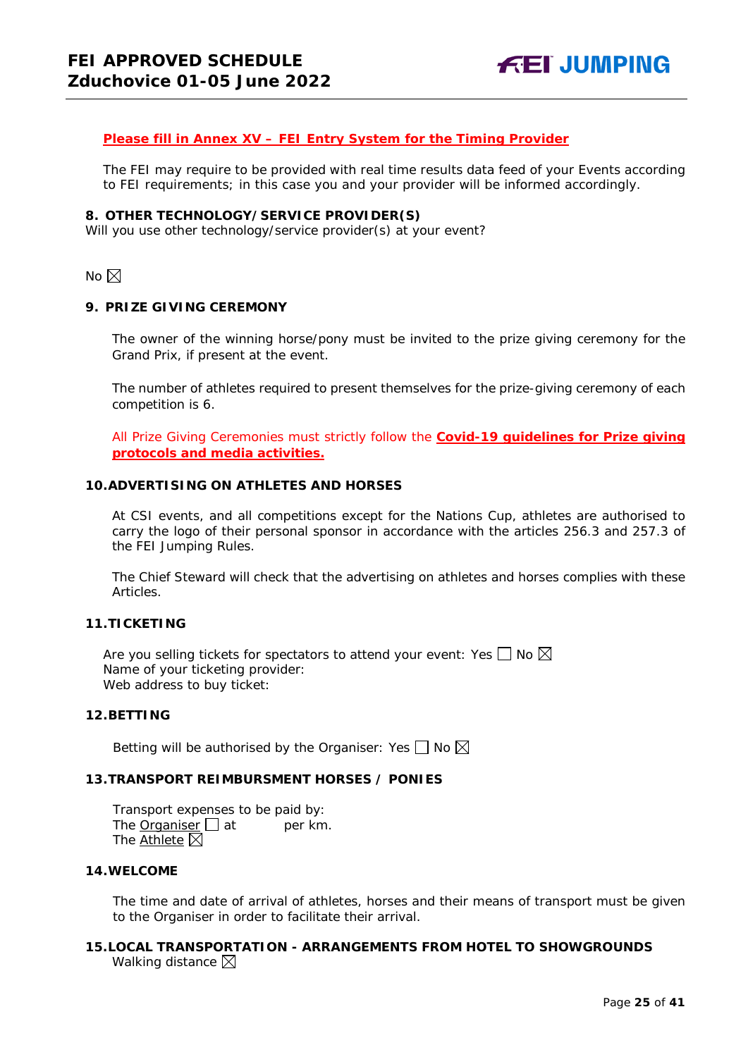**Please fill in Annex XV – FEI Entry System for the Timing Provider**

The FEI may require to be provided with real time results data feed of your Events according to FEI requirements; in this case you and your provider will be informed accordingly.

### 8. OTHER TECHNOLOGY/SERVICE PROVIDER(S)

Will you use other technology/service provider(s) at your event?

No ☒

### 9. PRIZE GIVING CEREMONY

The owner of the winning horse/pony must be invited to the prize giving ceremony for the Grand Prix, if present at the event.

The number of athletes required to present themselves for the prize-giving ceremony of each competition is 6.

All Prize Giving Ceremonies must strictly follow the **Covid-19 guidelines for Prize giving protocols and media activities.**

### 10. ADVERTISING ON ATHLETES AND HORSES

At CSI events, and all competitions except for the Nations Cup, athletes are authorised to carry the logo of their personal sponsor in accordance with the articles 256.3 and 257.3 of the FEI Jumping Rules.

The Chief Steward will check that the advertising on athletes and horses complies with these Articles.

### 11. TICKETING

Are you selling tickets for spectators to attend your event: Yes ☐ No ☒
Name of your ticketing provider:
Web address to buy ticket:

### 12. BETTING

Betting will be authorised by the Organiser: Yes ☐ No ☒

### 13. TRANSPORT REIMBURSMENT HORSES / PONIES

Transport expenses to be paid by:
The Organiser ☐ at per km.
The Athlete ☒

### 14. WELCOME

The time and date of arrival of athletes, horses and their means of transport must be given to the Organiser in order to facilitate their arrival.

### 15. LOCAL TRANSPORTATION - ARRANGEMENTS FROM HOTEL TO SHOWGROUNDS

Walking distance ☒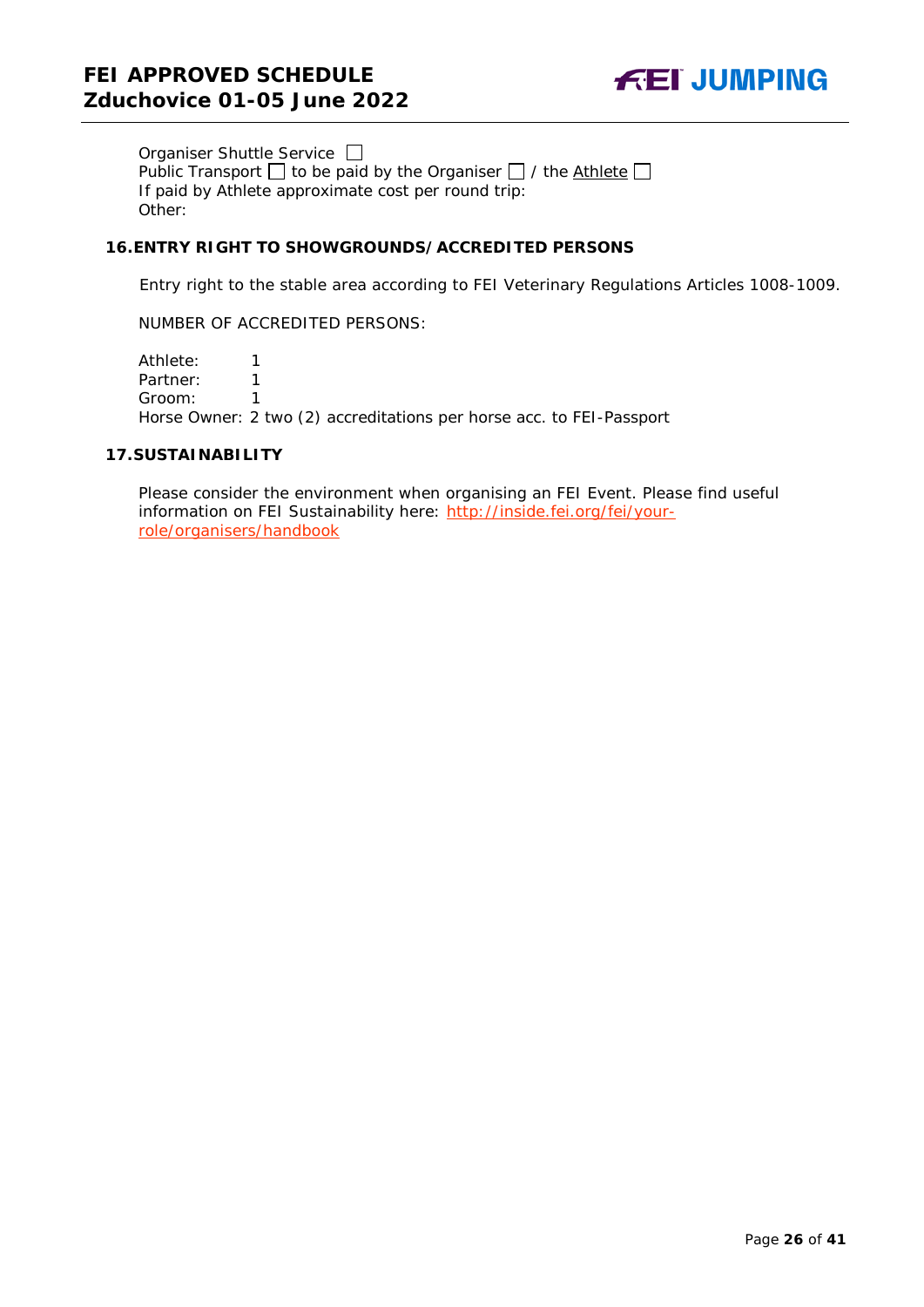Organiser Shuttle Service ☐
Public Transport ☐ to be paid by the Organiser ☐ / the Athlete ☐
If paid by Athlete approximate cost per round trip:
Other:

## 16. ENTRY RIGHT TO SHOWGROUNDS/ACCREDITED PERSONS

Entry right to the stable area according to FEI Veterinary Regulations Articles 1008-1009.

NUMBER OF ACCREDITED PERSONS:

Athlete: 1
Partner: 1
Groom: 1
Horse Owner: 2 two (2) accreditations per horse acc. to FEI-Passport

## 17. SUSTAINABILITY

Please consider the environment when organising an FEI Event. Please find useful information on FEI Sustainability here: [http://inside.fei.org/fei/your-role/organisers/handbook](http://inside.fei.org/fei/your-role/organisers/handbook)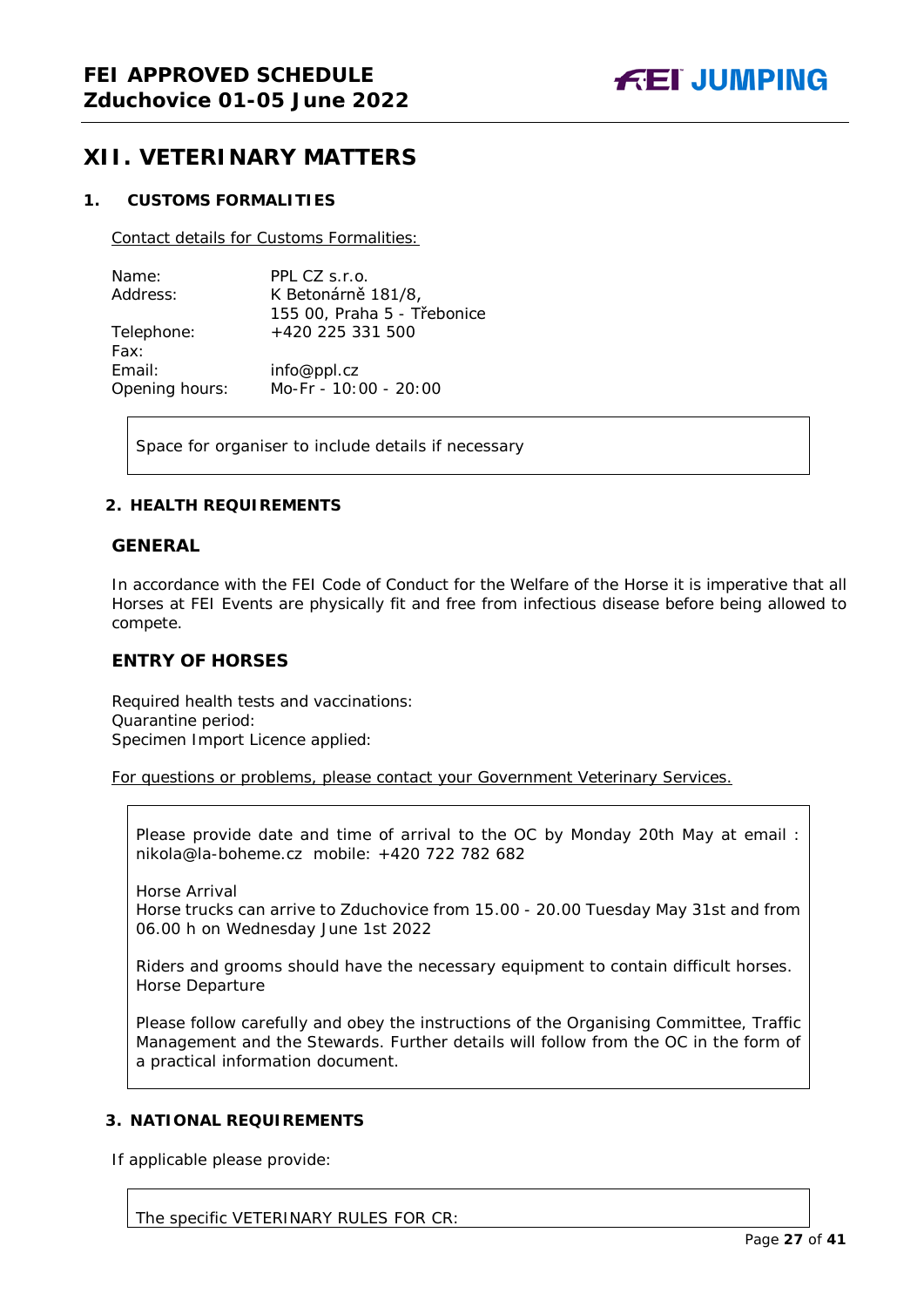## XII. VETERINARY MATTERS

### 1. CUSTOMS FORMALITIES

Contact details for Customs Formalities:

| | |
|---|---|
| Name: | PPL CZ s.r.o. |
| Address: | K Betonárně 181/8,<br>155 00, Praha 5 - Třebonice |
| Telephone: | +420 225 331 500 |
| Fax: | |
| Email: | info@ppl.cz |
| Opening hours: | Mo-Fr - 10:00 - 20:00 |

Space for organiser to include details if necessary

### 2. HEALTH REQUIREMENTS

#### GENERAL

In accordance with the FEI Code of Conduct for the Welfare of the Horse it is imperative that all Horses at FEI Events are physically fit and free from infectious disease before being allowed to compete.

#### ENTRY OF HORSES

Required health tests and vaccinations:
Quarantine period:
Specimen Import Licence applied:

For questions or problems, please contact your Government Veterinary Services.

Please provide date and time of arrival to the OC by Monday 20th May at email : nikola@la-boheme.cz mobile: +420 722 782 682

Horse Arrival
Horse trucks can arrive to Zduchovice from 15.00 - 20.00 Tuesday May 31st and from 06.00 h on Wednesday June 1st 2022

Riders and grooms should have the necessary equipment to contain difficult horses.
Horse Departure

Please follow carefully and obey the instructions of the Organising Committee, Traffic Management and the Stewards. Further details will follow from the OC in the form of a practical information document.

### 3. NATIONAL REQUIREMENTS

If applicable please provide:

The specific VETERINARY RULES FOR CR: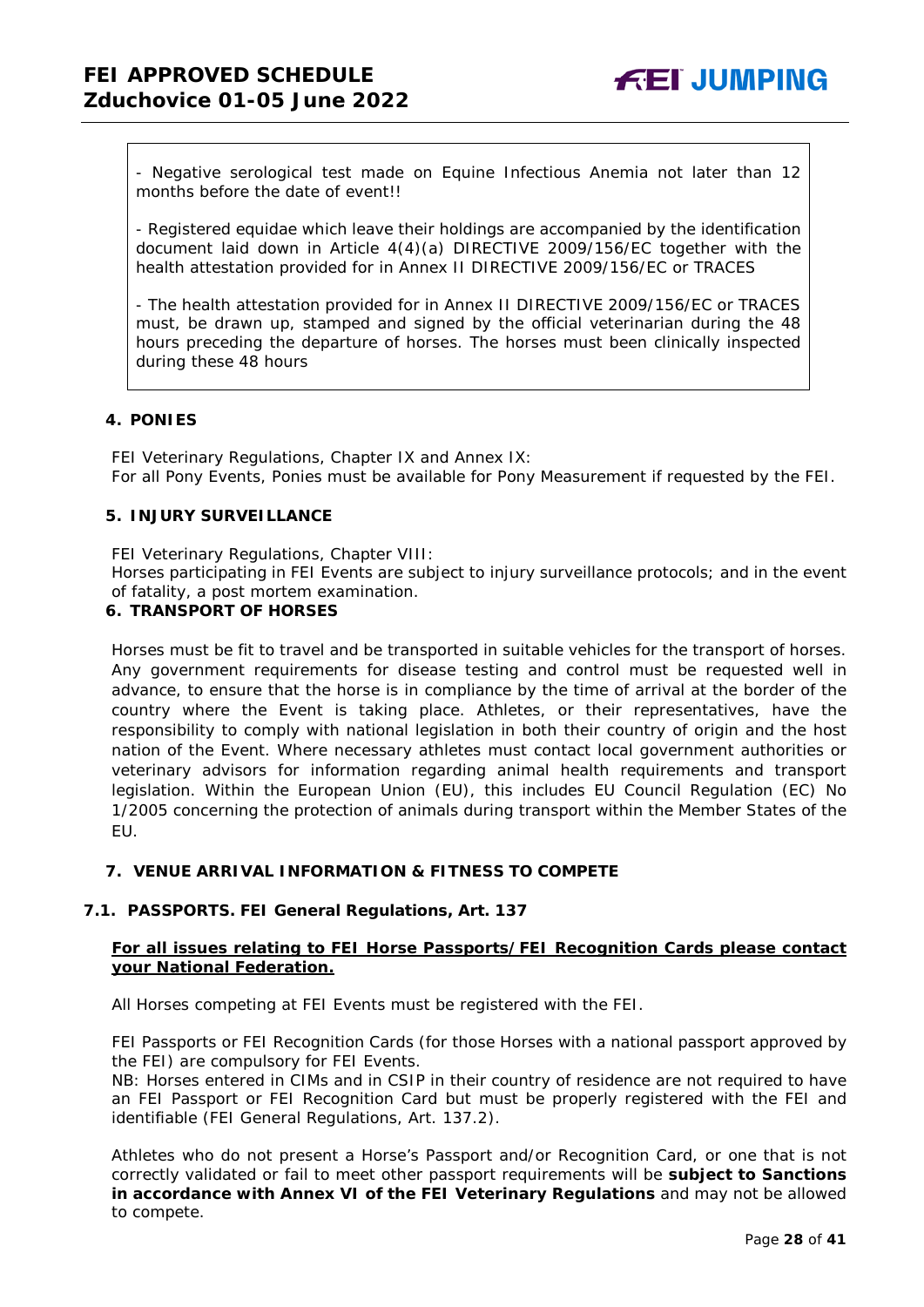- Negative serological test made on Equine Infectious Anemia not later than 12 months before the date of event!!

- Registered equidae which leave their holdings are accompanied by the identification document laid down in Article 4(4)(a) DIRECTIVE 2009/156/EC together with the health attestation provided for in Annex II DIRECTIVE 2009/156/EC or TRACES

- The health attestation provided for in Annex II DIRECTIVE 2009/156/EC or TRACES must, be drawn up, stamped and signed by the official veterinarian during the 48 hours preceding the departure of horses. The horses must been clinically inspected during these 48 hours

### 4. PONIES

FEI Veterinary Regulations, Chapter IX and Annex IX:
For all Pony Events, Ponies must be available for Pony Measurement if requested by the FEI.

### 5. INJURY SURVEILLANCE

FEI Veterinary Regulations, Chapter VIII:
Horses participating in FEI Events are subject to injury surveillance protocols; and in the event of fatality, a post mortem examination.

### 6. TRANSPORT OF HORSES

Horses must be fit to travel and be transported in suitable vehicles for the transport of horses. Any government requirements for disease testing and control must be requested well in advance, to ensure that the horse is in compliance by the time of arrival at the border of the country where the Event is taking place. Athletes, or their representatives, have the responsibility to comply with national legislation in both their country of origin and the host nation of the Event. Where necessary athletes must contact local government authorities or veterinary advisors for information regarding animal health requirements and transport legislation. Within the European Union (EU), this includes EU Council Regulation (EC) No 1/2005 concerning the protection of animals during transport within the Member States of the EU.

### 7. VENUE ARRIVAL INFORMATION & FITNESS TO COMPETE

#### 7.1. PASSPORTS. FEI General Regulations, Art. 137

**For all issues relating to FEI Horse Passports/FEI Recognition Cards please contact your National Federation.**

All Horses competing at FEI Events must be registered with the FEI.

FEI Passports or FEI Recognition Cards (for those Horses with a national passport approved by the FEI) are compulsory for FEI Events.
NB: Horses entered in CIMs and in CSIP in their country of residence are not required to have an FEI Passport or FEI Recognition Card but must be properly registered with the FEI and identifiable (FEI General Regulations, Art. 137.2).

Athletes who do not present a Horse's Passport and/or Recognition Card, or one that is not correctly validated or fail to meet other passport requirements will be **subject to Sanctions in accordance with Annex VI of the FEI Veterinary Regulations** and may not be allowed to compete.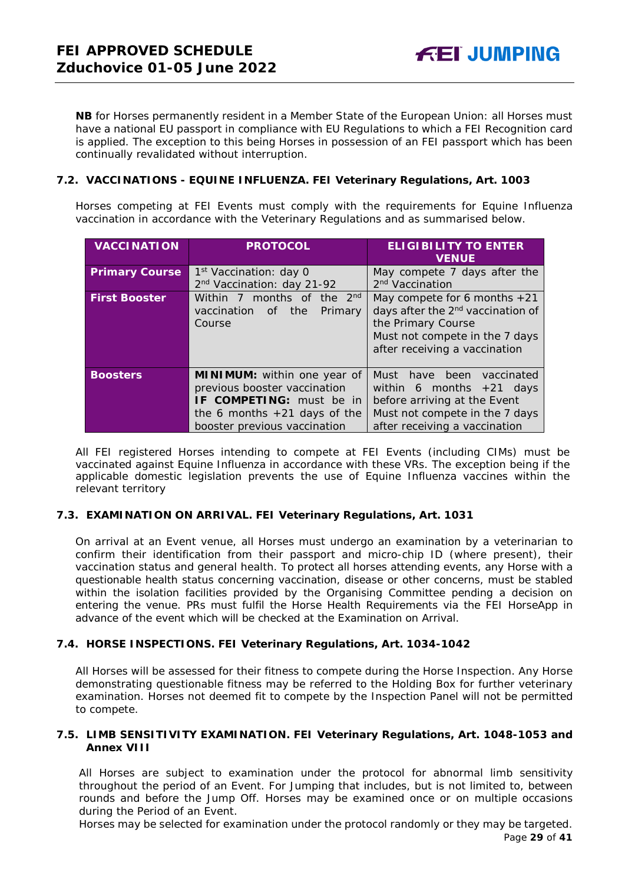**NB** for Horses permanently resident in a Member State of the European Union: all Horses must have a national EU passport in compliance with EU Regulations to which a FEI Recognition card is applied. The exception to this being Horses in possession of an FEI passport which has been continually revalidated without interruption.

### 7.2. VACCINATIONS - EQUINE INFLUENZA. FEI Veterinary Regulations, Art. 1003

Horses competing at FEI Events must comply with the requirements for Equine Influenza vaccination in accordance with the Veterinary Regulations and as summarised below.

| VACCINATION | PROTOCOL | ELIGIBILITY TO ENTER VENUE |
|---|---|---|
| **Primary Course** | 1st Vaccination: day 0<br>2nd Vaccination: day 21-92 | May compete 7 days after the 2nd Vaccination |
| **First Booster** | Within 7 months of the 2nd vaccination of the Primary Course | May compete for 6 months +21 days after the 2nd vaccination of the Primary Course<br>Must not compete in the 7 days after receiving a vaccination |
| **Boosters** | **MINIMUM:** within one year of previous booster vaccination<br>**IF COMPETING:** must be in the 6 months +21 days of the booster previous vaccination | Must have been vaccinated within 6 months +21 days before arriving at the Event<br>Must not compete in the 7 days after receiving a vaccination |

All FEI registered Horses intending to compete at FEI Events (including CIMs) must be vaccinated against Equine Influenza in accordance with these VRs. The exception being if the applicable domestic legislation prevents the use of Equine Influenza vaccines within the relevant territory

### 7.3. EXAMINATION ON ARRIVAL. FEI Veterinary Regulations, Art. 1031

On arrival at an Event venue, all Horses must undergo an examination by a veterinarian to confirm their identification from their passport and micro-chip ID (where present), their vaccination status and general health. To protect all horses attending events, any Horse with a questionable health status concerning vaccination, disease or other concerns, must be stabled within the isolation facilities provided by the Organising Committee pending a decision on entering the venue. PRs must fulfil the Horse Health Requirements via the FEI HorseApp in advance of the event which will be checked at the Examination on Arrival.

### 7.4. HORSE INSPECTIONS. FEI Veterinary Regulations, Art. 1034-1042

All Horses will be assessed for their fitness to compete during the Horse Inspection. Any Horse demonstrating questionable fitness may be referred to the Holding Box for further veterinary examination. Horses not deemed fit to compete by the Inspection Panel will not be permitted to compete.

### 7.5. LIMB SENSITIVITY EXAMINATION. FEI Veterinary Regulations, Art. 1048-1053 and Annex VIII

All Horses are subject to examination under the protocol for abnormal limb sensitivity throughout the period of an Event. For Jumping that includes, but is not limited to, between rounds and before the Jump Off. Horses may be examined once or on multiple occasions during the Period of an Event.

Horses may be selected for examination under the protocol randomly or they may be targeted.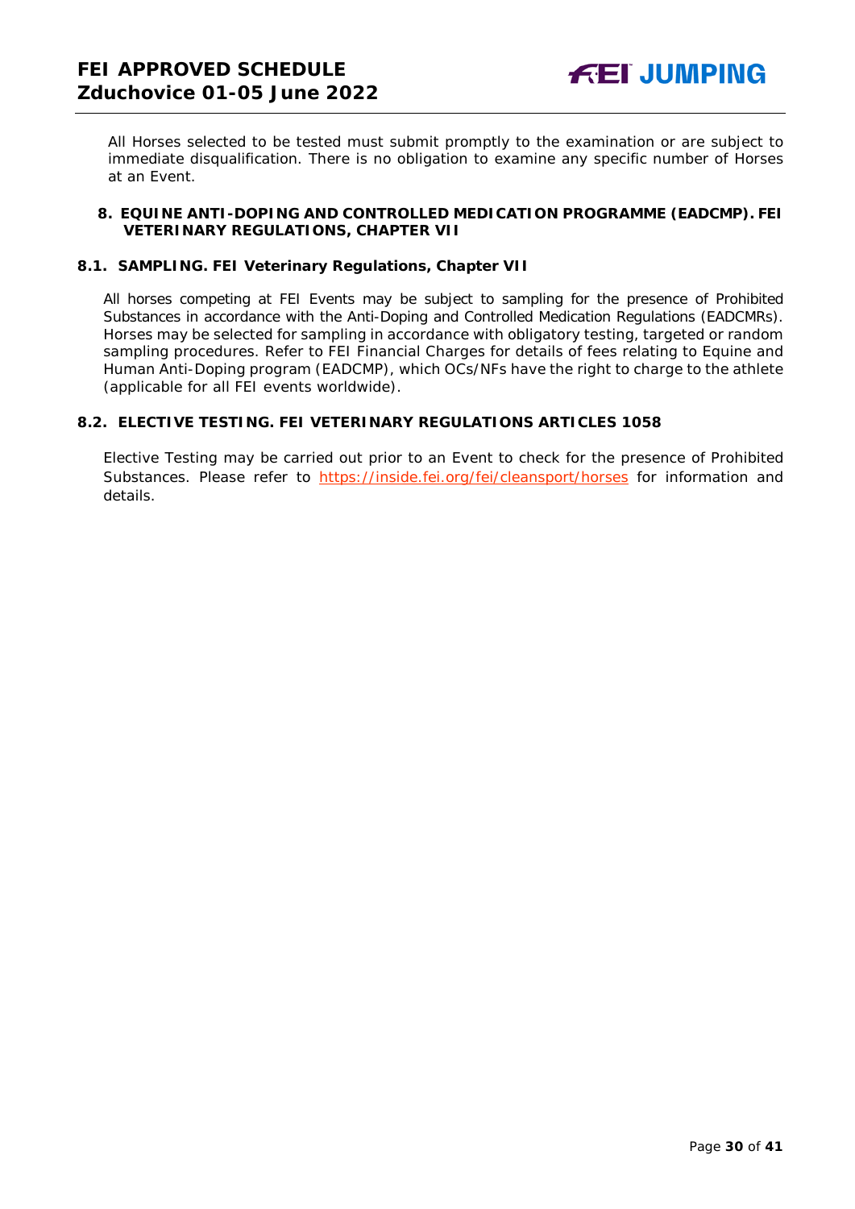All Horses selected to be tested must submit promptly to the examination or are subject to immediate disqualification. There is no obligation to examine any specific number of Horses at an Event.

## 8. EQUINE ANTI-DOPING AND CONTROLLED MEDICATION PROGRAMME (EADCMP). FEI VETERINARY REGULATIONS, CHAPTER VII

### 8.1. SAMPLING. FEI Veterinary Regulations, Chapter VII

All horses competing at FEI Events may be subject to sampling for the presence of Prohibited Substances in accordance with the Anti-Doping and Controlled Medication Regulations (EADCMRs). Horses may be selected for sampling in accordance with obligatory testing, targeted or random sampling procedures. Refer to FEI Financial Charges for details of fees relating to Equine and Human Anti-Doping program (EADCMP), which OCs/NFs have the right to charge to the athlete (applicable for all FEI events worldwide).

### 8.2. ELECTIVE TESTING. FEI VETERINARY REGULATIONS ARTICLES 1058

Elective Testing may be carried out prior to an Event to check for the presence of Prohibited Substances. Please refer to https://inside.fei.org/fei/cleansport/horses for information and details.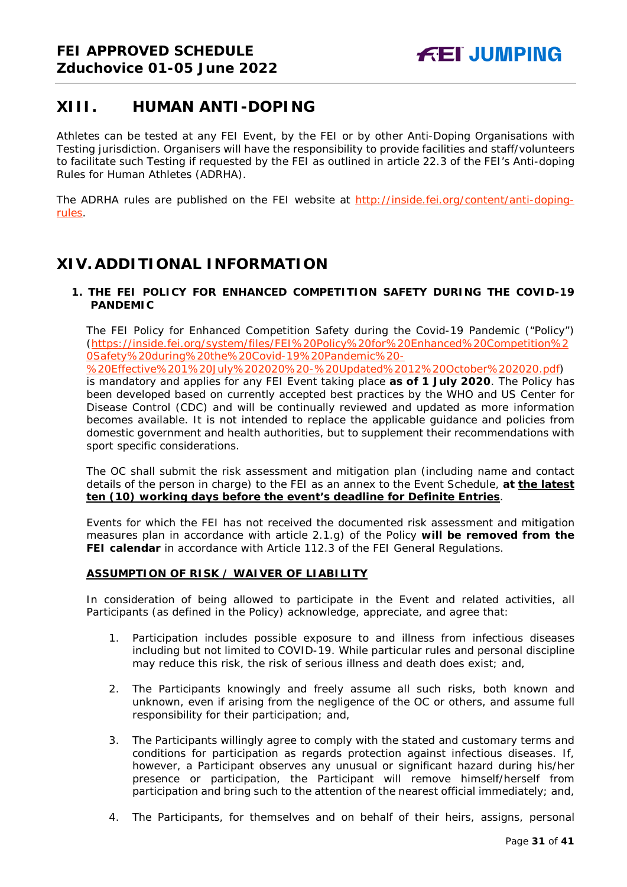## XIII. HUMAN ANTI-DOPING

Athletes can be tested at any FEI Event, by the FEI or by other Anti-Doping Organisations with Testing jurisdiction. Organisers will have the responsibility to provide facilities and staff/volunteers to facilitate such Testing if requested by the FEI as outlined in article 22.3 of the FEI's Anti-doping Rules for Human Athletes (ADRHA).

The ADRHA rules are published on the FEI website at [http://inside.fei.org/content/anti-doping-rules](http://inside.fei.org/content/anti-doping-rules).

## XIV. ADDITIONAL INFORMATION

### 1. THE FEI POLICY FOR ENHANCED COMPETITION SAFETY DURING THE COVID-19 PANDEMIC

The FEI Policy for Enhanced Competition Safety during the Covid-19 Pandemic ("Policy") ([https://inside.fei.org/system/files/FEI%20Policy%20for%20Enhanced%20Competition%20Safety%20during%20the%20Covid-19%20Pandemic%20-%20Effective%201%20July%202020%20-%20Updated%2012%20October%202020.pdf](https://inside.fei.org/system/files/FEI%20Policy%20for%20Enhanced%20Competition%20Safety%20during%20the%20Covid-19%20Pandemic%20-%20Effective%201%20July%202020%20-%20Updated%2012%20October%202020.pdf)) is mandatory and applies for any FEI Event taking place **as of 1 July 2020**. The Policy has been developed based on currently accepted best practices by the WHO and US Center for Disease Control (CDC) and will be continually reviewed and updated as more information becomes available. It is not intended to replace the applicable guidance and policies from domestic government and health authorities, but to supplement their recommendations with sport specific considerations.

The OC shall submit the risk assessment and mitigation plan (including name and contact details of the person in charge) to the FEI as an annex to the Event Schedule, **at <u>the latest ten (10) working days before the event's deadline for Definite Entries</u>**.

Events for which the FEI has not received the documented risk assessment and mitigation measures plan in accordance with article 2.1.g) of the Policy **will be removed from the FEI calendar** in accordance with Article 112.3 of the FEI General Regulations.

**<u>ASSUMPTION OF RISK / WAIVER OF LIABILITY</u>**

In consideration of being allowed to participate in the Event and related activities, all Participants (as defined in the Policy) acknowledge, appreciate, and agree that:

1. Participation includes possible exposure to and illness from infectious diseases including but not limited to COVID-19. While particular rules and personal discipline may reduce this risk, the risk of serious illness and death does exist; and,

2. The Participants knowingly and freely assume all such risks, both known and unknown, even if arising from the negligence of the OC or others, and assume full responsibility for their participation; and,

3. The Participants willingly agree to comply with the stated and customary terms and conditions for participation as regards protection against infectious diseases. If, however, a Participant observes any unusual or significant hazard during his/her presence or participation, the Participant will remove himself/herself from participation and bring such to the attention of the nearest official immediately; and,

4. The Participants, for themselves and on behalf of their heirs, assigns, personal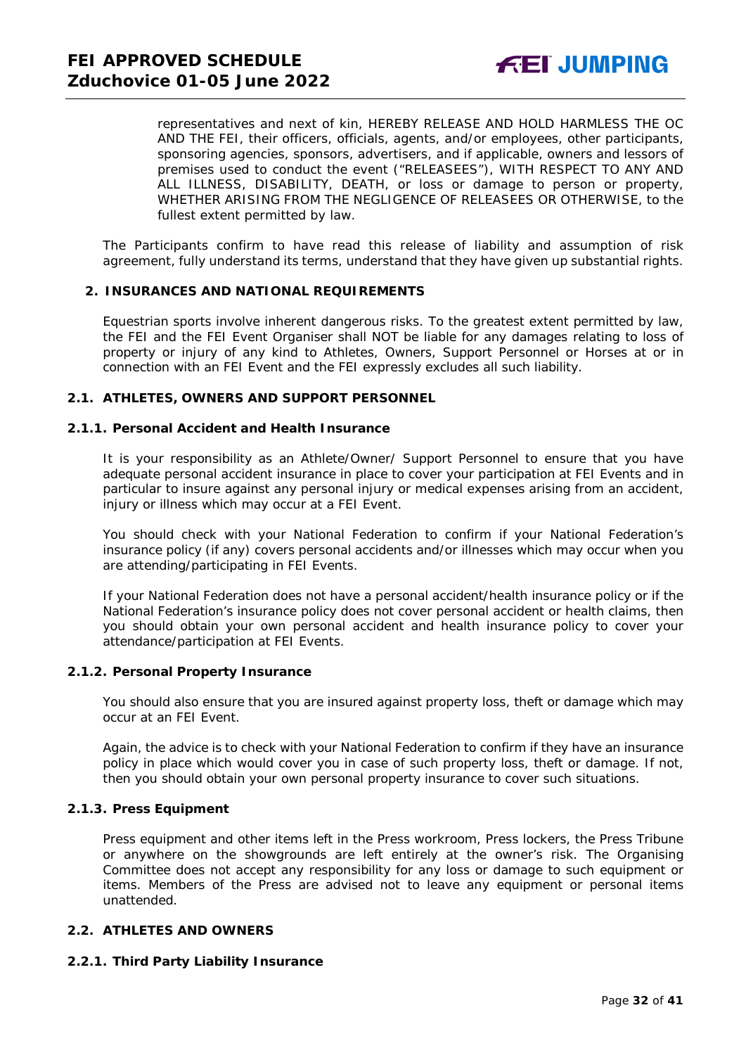representatives and next of kin, HEREBY RELEASE AND HOLD HARMLESS THE OC AND THE FEI, their officers, officials, agents, and/or employees, other participants, sponsoring agencies, sponsors, advertisers, and if applicable, owners and lessors of premises used to conduct the event ("RELEASEES"), WITH RESPECT TO ANY AND ALL ILLNESS, DISABILITY, DEATH, or loss or damage to person or property, WHETHER ARISING FROM THE NEGLIGENCE OF RELEASEES OR OTHERWISE, to the fullest extent permitted by law.

The Participants confirm to have read this release of liability and assumption of risk agreement, fully understand its terms, understand that they have given up substantial rights.

## 2. INSURANCES AND NATIONAL REQUIREMENTS

Equestrian sports involve inherent dangerous risks. To the greatest extent permitted by law, the FEI and the FEI Event Organiser shall NOT be liable for any damages relating to loss of property or injury of any kind to Athletes, Owners, Support Personnel or Horses at or in connection with an FEI Event and the FEI expressly excludes all such liability.

### 2.1. ATHLETES, OWNERS AND SUPPORT PERSONNEL

#### 2.1.1. Personal Accident and Health Insurance

It is your responsibility as an Athlete/Owner/ Support Personnel to ensure that you have adequate personal accident insurance in place to cover your participation at FEI Events and in particular to insure against any personal injury or medical expenses arising from an accident, injury or illness which may occur at a FEI Event.

You should check with your National Federation to confirm if your National Federation's insurance policy (if any) covers personal accidents and/or illnesses which may occur when you are attending/participating in FEI Events.

If your National Federation does not have a personal accident/health insurance policy or if the National Federation's insurance policy does not cover personal accident or health claims, then you should obtain your own personal accident and health insurance policy to cover your attendance/participation at FEI Events.

#### 2.1.2. Personal Property Insurance

You should also ensure that you are insured against property loss, theft or damage which may occur at an FEI Event.

Again, the advice is to check with your National Federation to confirm if they have an insurance policy in place which would cover you in case of such property loss, theft or damage. If not, then you should obtain your own personal property insurance to cover such situations.

#### 2.1.3. Press Equipment

Press equipment and other items left in the Press workroom, Press lockers, the Press Tribune or anywhere on the showgrounds are left entirely at the owner's risk. The Organising Committee does not accept any responsibility for any loss or damage to such equipment or items. Members of the Press are advised not to leave any equipment or personal items unattended.

### 2.2. ATHLETES AND OWNERS

#### 2.2.1. Third Party Liability Insurance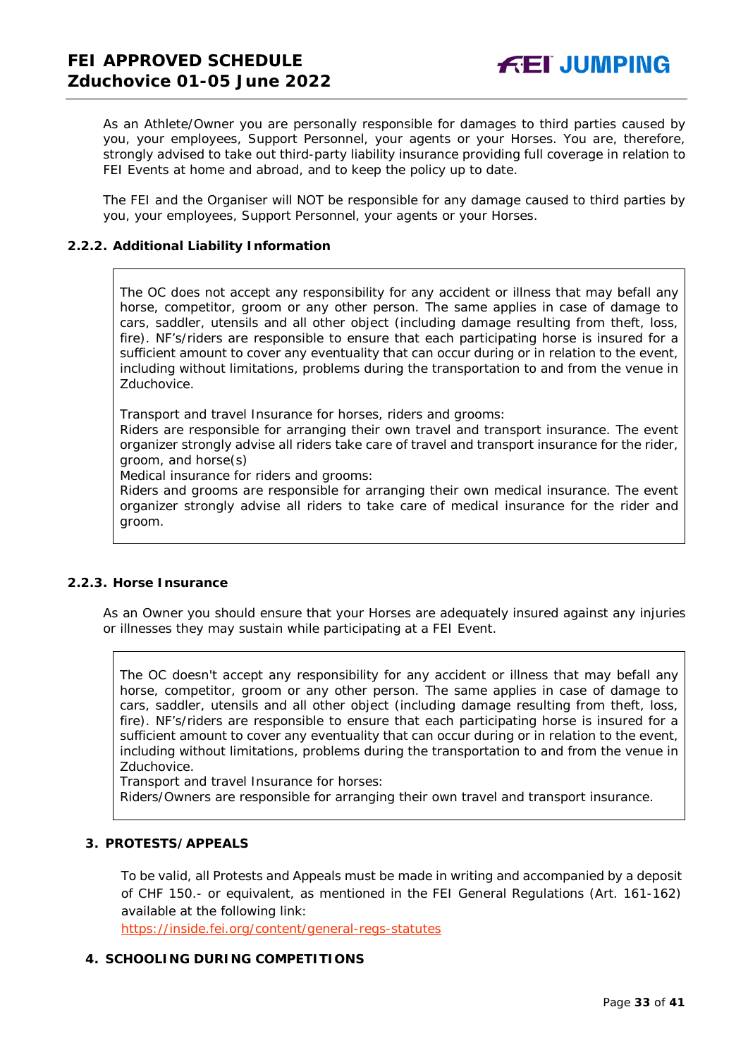As an Athlete/Owner you are personally responsible for damages to third parties caused by you, your employees, Support Personnel, your agents or your Horses. You are, therefore, strongly advised to take out third-party liability insurance providing full coverage in relation to FEI Events at home and abroad, and to keep the policy up to date.

The FEI and the Organiser will NOT be responsible for any damage caused to third parties by you, your employees, Support Personnel, your agents or your Horses.

### 2.2.2. Additional Liability Information

The OC does not accept any responsibility for any accident or illness that may befall any horse, competitor, groom or any other person. The same applies in case of damage to cars, saddler, utensils and all other object (including damage resulting from theft, loss, fire). NF's/riders are responsible to ensure that each participating horse is insured for a sufficient amount to cover any eventuality that can occur during or in relation to the event, including without limitations, problems during the transportation to and from the venue in Zduchovice.

Transport and travel Insurance for horses, riders and grooms:
Riders are responsible for arranging their own travel and transport insurance. The event organizer strongly advise all riders take care of travel and transport insurance for the rider, groom, and horse(s)
Medical insurance for riders and grooms:
Riders and grooms are responsible for arranging their own medical insurance. The event organizer strongly advise all riders to take care of medical insurance for the rider and groom.

### 2.2.3. Horse Insurance

As an Owner you should ensure that your Horses are adequately insured against any injuries or illnesses they may sustain while participating at a FEI Event.

The OC doesn't accept any responsibility for any accident or illness that may befall any horse, competitor, groom or any other person. The same applies in case of damage to cars, saddler, utensils and all other object (including damage resulting from theft, loss, fire). NF's/riders are responsible to ensure that each participating horse is insured for a sufficient amount to cover any eventuality that can occur during or in relation to the event, including without limitations, problems during the transportation to and from the venue in Zduchovice.
Transport and travel Insurance for horses:
Riders/Owners are responsible for arranging their own travel and transport insurance.

## 3. PROTESTS/APPEALS

To be valid, all Protests and Appeals must be made in writing and accompanied by a deposit of CHF 150.- or equivalent, as mentioned in the FEI General Regulations (Art. 161-162) available at the following link:
https://inside.fei.org/content/general-regs-statutes

## 4. SCHOOLING DURING COMPETITIONS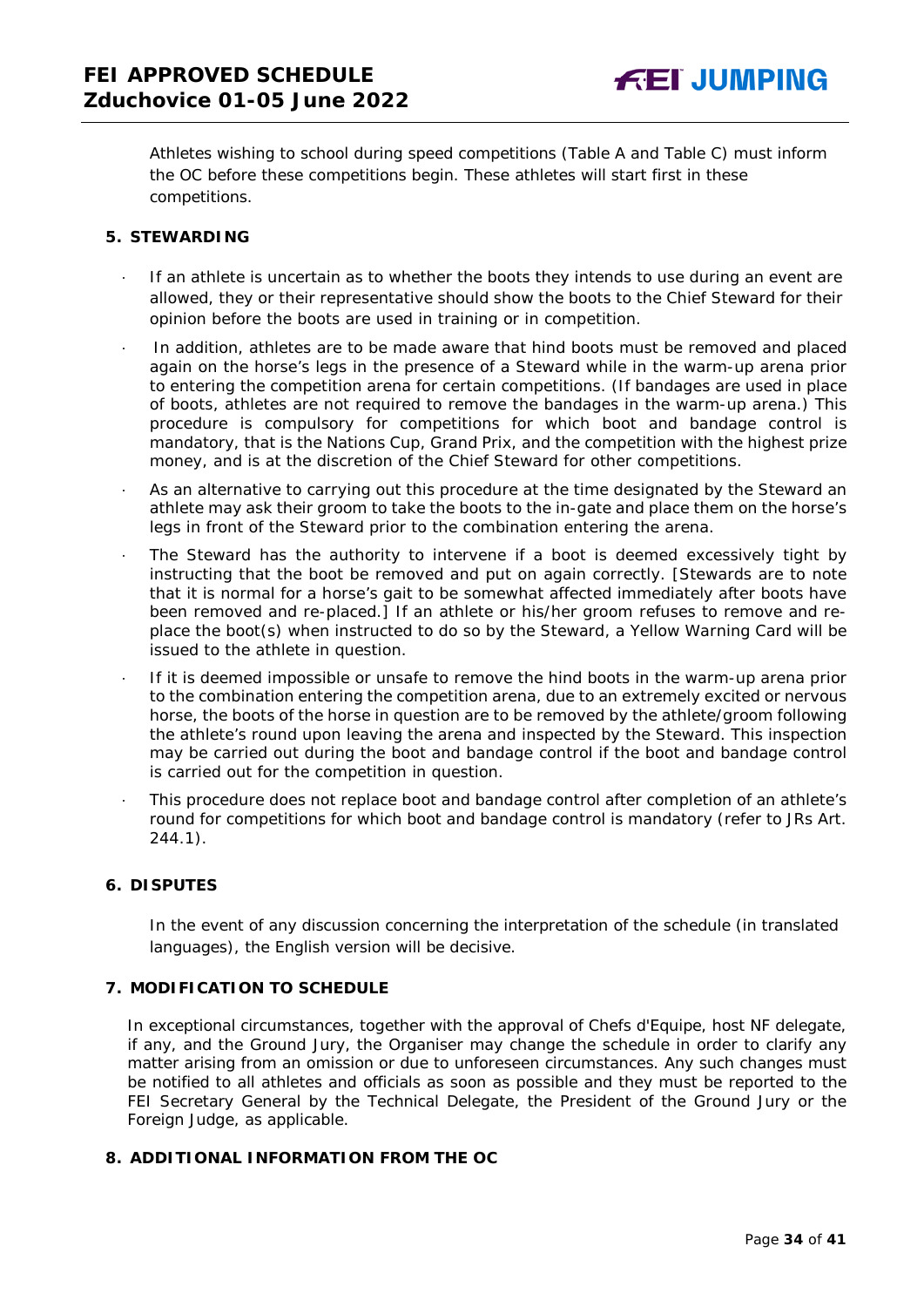Athletes wishing to school during speed competitions (Table A and Table C) must inform the OC before these competitions begin. These athletes will start first in these competitions.

## 5. STEWARDING

- If an athlete is uncertain as to whether the boots they intends to use during an event are allowed, they or their representative should show the boots to the Chief Steward for their opinion before the boots are used in training or in competition.
- In addition, athletes are to be made aware that hind boots must be removed and placed again on the horse's legs in the presence of a Steward while in the warm-up arena prior to entering the competition arena for certain competitions. (If bandages are used in place of boots, athletes are not required to remove the bandages in the warm-up arena.) This procedure is compulsory for competitions for which boot and bandage control is mandatory, that is the Nations Cup, Grand Prix, and the competition with the highest prize money, and is at the discretion of the Chief Steward for other competitions.
- As an alternative to carrying out this procedure at the time designated by the Steward an athlete may ask their groom to take the boots to the in-gate and place them on the horse's legs in front of the Steward prior to the combination entering the arena.
- The Steward has the authority to intervene if a boot is deemed excessively tight by instructing that the boot be removed and put on again correctly. [Stewards are to note that it is normal for a horse's gait to be somewhat affected immediately after boots have been removed and re-placed.] If an athlete or his/her groom refuses to remove and re-place the boot(s) when instructed to do so by the Steward, a Yellow Warning Card will be issued to the athlete in question.
- If it is deemed impossible or unsafe to remove the hind boots in the warm-up arena prior to the combination entering the competition arena, due to an extremely excited or nervous horse, the boots of the horse in question are to be removed by the athlete/groom following the athlete's round upon leaving the arena and inspected by the Steward. This inspection may be carried out during the boot and bandage control if the boot and bandage control is carried out for the competition in question.
- This procedure does not replace boot and bandage control after completion of an athlete's round for competitions for which boot and bandage control is mandatory (refer to JRs Art. 244.1).

## 6. DISPUTES

In the event of any discussion concerning the interpretation of the schedule (in translated languages), the English version will be decisive.

## 7. MODIFICATION TO SCHEDULE

In exceptional circumstances, together with the approval of Chefs d'Equipe, host NF delegate, if any, and the Ground Jury, the Organiser may change the schedule in order to clarify any matter arising from an omission or due to unforeseen circumstances. Any such changes must be notified to all athletes and officials as soon as possible and they must be reported to the FEI Secretary General by the Technical Delegate, the President of the Ground Jury or the Foreign Judge, as applicable.

## 8. ADDITIONAL INFORMATION FROM THE OC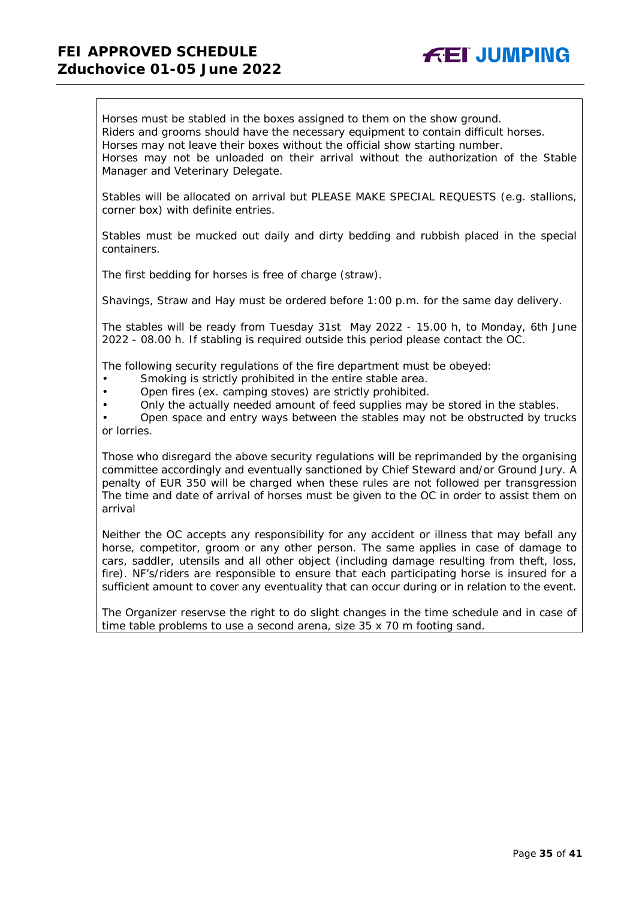Horses must be stabled in the boxes assigned to them on the show ground.
Riders and grooms should have the necessary equipment to contain difficult horses.
Horses may not leave their boxes without the official show starting number.
Horses may not be unloaded on their arrival without the authorization of the Stable Manager and Veterinary Delegate.

Stables will be allocated on arrival but PLEASE MAKE SPECIAL REQUESTS (e.g. stallions, corner box) with definite entries.

Stables must be mucked out daily and dirty bedding and rubbish placed in the special containers.

The first bedding for horses is free of charge (straw).

Shavings, Straw and Hay must be ordered before 1:00 p.m. for the same day delivery.

The stables will be ready from Tuesday 31st May 2022 - 15.00 h, to Monday, 6th June 2022 - 08.00 h. If stabling is required outside this period please contact the OC.

The following security regulations of the fire department must be obeyed:

- Smoking is strictly prohibited in the entire stable area.
- Open fires (ex. camping stoves) are strictly prohibited.
- Only the actually needed amount of feed supplies may be stored in the stables.
- Open space and entry ways between the stables may not be obstructed by trucks or lorries.

Those who disregard the above security regulations will be reprimanded by the organising committee accordingly and eventually sanctioned by Chief Steward and/or Ground Jury. A penalty of EUR 350 will be charged when these rules are not followed per transgression The time and date of arrival of horses must be given to the OC in order to assist them on arrival

Neither the OC accepts any responsibility for any accident or illness that may befall any horse, competitor, groom or any other person. The same applies in case of damage to cars, saddler, utensils and all other object (including damage resulting from theft, loss, fire). NF's/riders are responsible to ensure that each participating horse is insured for a sufficient amount to cover any eventuality that can occur during or in relation to the event.

The Organizer reservse the right to do slight changes in the time schedule and in case of time table problems to use a second arena, size 35 x 70 m footing sand.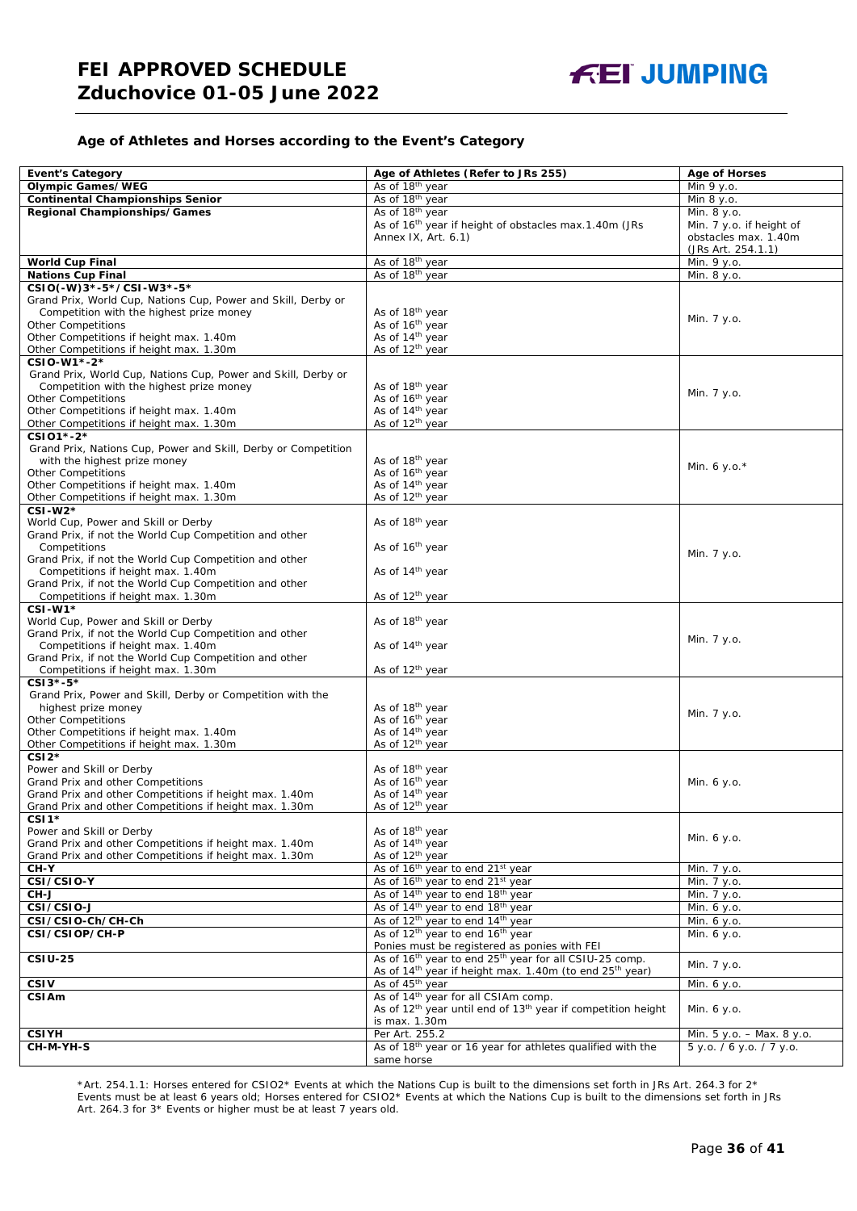### Age of Athletes and Horses according to the Event's Category

| Event's Category | Age of Athletes (Refer to JRs 255) | Age of Horses |
|---|---|---|
| **Olympic Games/WEG** | As of 18th year | Min 9 y.o. |
| **Continental Championships Senior** | As of 18th year | Min 8 y.o. |
| **Regional Championships/Games** | As of 18th year<br>As of 16th year if height of obstacles max.1.40m (JRs Annex IX, Art. 6.1) | Min. 8 y.o.<br>Min. 7 y.o. if height of obstacles max. 1.40m (JRs Art. 254.1.1) |
| **World Cup Final** | As of 18th year | Min. 9 y.o. |
| **Nations Cup Final** | As of 18th year | Min. 8 y.o. |
| **CSIO(-W)3*-5*/CSI-W3*-5***<br>Grand Prix, World Cup, Nations Cup, Power and Skill, Derby or Competition with the highest prize money<br>Other Competitions<br>Other Competitions if height max. 1.40m<br>Other Competitions if height max. 1.30m | <br>As of 18th year<br>As of 16th year<br>As of 14th year<br>As of 12th year | Min. 7 y.o. |
| **CSIO-W1*-2***<br>Grand Prix, World Cup, Nations Cup, Power and Skill, Derby or Competition with the highest prize money<br>Other Competitions<br>Other Competitions if height max. 1.40m<br>Other Competitions if height max. 1.30m | <br>As of 18th year<br>As of 16th year<br>As of 14th year<br>As of 12th year | Min. 7 y.o. |
| **CSIO1*-2***<br>Grand Prix, Nations Cup, Power and Skill, Derby or Competition with the highest prize money<br>Other Competitions<br>Other Competitions if height max. 1.40m<br>Other Competitions if height max. 1.30m | <br>As of 18th year<br>As of 16th year<br>As of 14th year<br>As of 12th year | Min. 6 y.o.* |
| **CSI-W2***<br>World Cup, Power and Skill or Derby<br>Grand Prix, if not the World Cup Competition and other Competitions<br>Grand Prix, if not the World Cup Competition and other Competitions if height max. 1.40m<br>Grand Prix, if not the World Cup Competition and other Competitions if height max. 1.30m | <br>As of 18th year<br>As of 16th year<br>As of 14th year<br>As of 12th year | Min. 7 y.o. |
| **CSI-W1***<br>World Cup, Power and Skill or Derby<br>Grand Prix, if not the World Cup Competition and other Competitions if height max. 1.40m<br>Grand Prix, if not the World Cup Competition and other Competitions if height max. 1.30m | <br>As of 18th year<br>As of 14th year<br>As of 12th year | Min. 7 y.o. |
| **CSI3*-5***<br>Grand Prix, Power and Skill, Derby or Competition with the highest prize money<br>Other Competitions<br>Other Competitions if height max. 1.40m<br>Other Competitions if height max. 1.30m | <br>As of 18th year<br>As of 16th year<br>As of 14th year<br>As of 12th year | Min. 7 y.o. |
| **CSI2***<br>Power and Skill or Derby<br>Grand Prix and other Competitions<br>Grand Prix and other Competitions if height max. 1.40m<br>Grand Prix and other Competitions if height max. 1.30m | <br>As of 18th year<br>As of 16th year<br>As of 14th year<br>As of 12th year | Min. 6 y.o. |
| **CSI1***<br>Power and Skill or Derby<br>Grand Prix and other Competitions if height max. 1.40m<br>Grand Prix and other Competitions if height max. 1.30m | <br>As of 18th year<br>As of 14th year<br>As of 12th year | Min. 6 y.o. |
| **CH-Y** | As of 16th year to end 21st year | Min. 7 y.o. |
| **CSI/CSIO-Y** | As of 16th year to end 21st year | Min. 7 y.o. |
| **CH-J** | As of 14th year to end 18th year | Min. 7 y.o. |
| **CSI/CSIO-J** | As of 14th year to end 18th year | Min. 6 y.o. |
| **CSI/CSIO-Ch/CH-Ch** | As of 12th year to end 14th year | Min. 6 y.o. |
| **CSI/CSIOP/CH-P** | As of 12th year to end 16th year<br>Ponies must be registered as ponies with FEI | Min. 6 y.o. |
| **CSIU-25** | As of 16th year to end 25th year for all CSIU-25 comp.<br>As of 14th year if height max. 1.40m (to end 25th year) | Min. 7 y.o. |
| **CSIV** | As of 45th year | Min. 6 y.o. |
| **CSIAm** | As of 14th year for all CSIAm comp.<br>As of 12th year until end of 13th year if competition height is max. 1.30m | Min. 6 y.o. |
| **CSIYH** | Per Art. 255.2 | Min. 5 y.o. – Max. 8 y.o. |
| **CH-M-YH-S** | As of 18th year or 16 year for athletes qualified with the same horse | 5 y.o. / 6 y.o. / 7 y.o. |

*Art. 254.1.1: Horses entered for CSIO2* Events at which the Nations Cup is built to the dimensions set forth in JRs Art. 264.3 for 2* Events must be at least 6 years old; Horses entered for CSIO2* Events at which the Nations Cup is built to the dimensions set forth in JRs Art. 264.3 for 3* Events or higher must be at least 7 years old.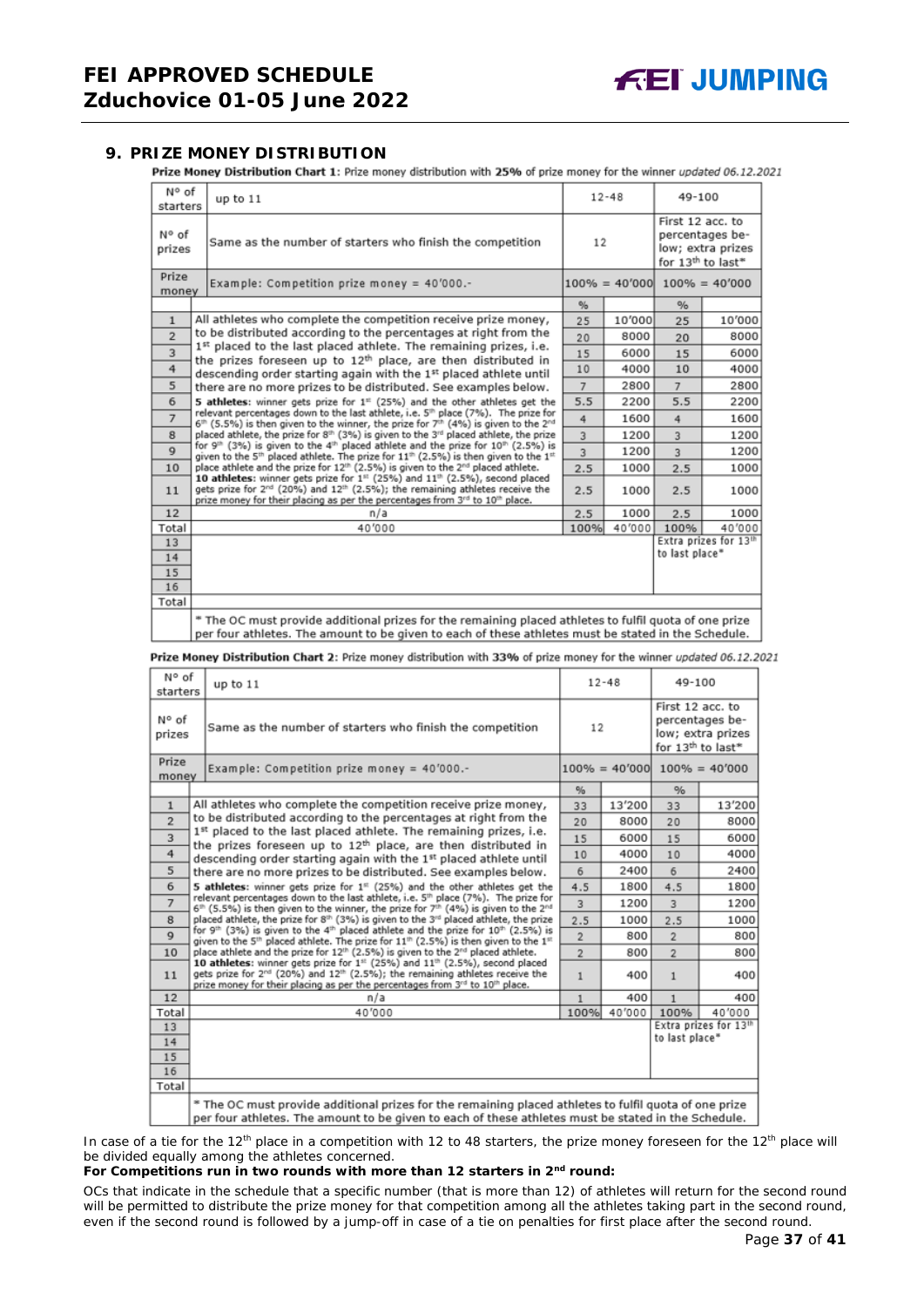## 9. PRIZE MONEY DISTRIBUTION

**Prize Money Distribution Chart 1**: Prize money distribution with **25%** of prize money for the winner *updated 06.12.2021*

| N° of starters | up to 11 | 12-48 | | 49-100 | |
|---|---|---|---|---|---|
| N° of prizes | Same as the number of starters who finish the competition | 12 | | First 12 acc. to percentages below; extra prizes for 13th to last* | |
| Prize money | Example: Competition prize money = 40'000.- | 100% = 40'000 | | 100% = 40'000 | |
| | | % | | % | |
| 1 | All athletes who complete the competition receive prize money, to be distributed according to the percentages at right from the 1st placed to the last placed athlete. The remaining prizes, i.e. the prizes foreseen up to 12th place, are then distributed in descending order starting again with the 1st placed athlete until there are no more prizes to be distributed. See examples below. **5 athletes**: winner gets prize for 1st (25%) and the other athletes get the relevant percentages down to the last athlete, i.e. 5th place (7%). The prize for 6th (5.5%) is then given to the winner, the prize for 7th (4%) is given to the 2nd placed athlete, the prize for 8th (3%) is given to the 3rd placed athlete, the prize for 9th (3%) is given to the 4th placed athlete and the prize for 10th (2.5%) is given to the 5th placed athlete. The prize for 11th (2.5%) is then given to the 1st place athlete and the prize for 12th (2.5%) is given to the 2nd placed athlete. **10 athletes**: winner gets prize for 1st (25%) and 11th (2.5%), second placed gets prize for 2nd (20%) and 12th (2.5%); the remaining athletes receive the prize money for their placing as per the percentages from 3rd to 10th place. | 25 | 10'000 | 25 | 10'000 |
| 2 | | 20 | 8000 | 20 | 8000 |
| 3 | | 15 | 6000 | 15 | 6000 |
| 4 | | 10 | 4000 | 10 | 4000 |
| 5 | | 7 | 2800 | 7 | 2800 |
| 6 | | 5.5 | 2200 | 5.5 | 2200 |
| 7 | | 4 | 1600 | 4 | 1600 |
| 8 | | 3 | 1200 | 3 | 1200 |
| 9 | | 3 | 1200 | 3 | 1200 |
| 10 | | 2.5 | 1000 | 2.5 | 1000 |
| 11 | | 2.5 | 1000 | 2.5 | 1000 |
| 12 | n/a | 2.5 | 1000 | 2.5 | 1000 |
| Total | 40'000 | 100% | 40'000 | 100% | 40'000 |
| 13 | | | | Extra prizes for 13th to last place* | |
| 14 | | | | | |
| 15 | | | | | |
| 16 | | | | | |
| Total | | | | | |
| | * The OC must provide additional prizes for the remaining placed athletes to fulfil quota of one prize per four athletes. The amount to be given to each of these athletes must be stated in the Schedule. | | | | |

**Prize Money Distribution Chart 2**: Prize money distribution with **33%** of prize money for the winner *updated 06.12.2021*

| N° of starters | up to 11 | 12-48 | | 49-100 | |
|---|---|---|---|---|---|
| N° of prizes | Same as the number of starters who finish the competition | 12 | | First 12 acc. to percentages below; extra prizes for 13th to last* | |
| Prize money | Example: Competition prize money = 40'000.- | 100% = 40'000 | | 100% = 40'000 | |
| | | % | | % | |
| 1 | All athletes who complete the competition receive prize money, to be distributed according to the percentages at right from the 1st placed to the last placed athlete. The remaining prizes, i.e. the prizes foreseen up to 12th place, are then distributed in descending order starting again with the 1st placed athlete until there are no more prizes to be distributed. See examples below. **5 athletes**: winner gets prize for 1st (25%) and the other athletes get the relevant percentages down to the last athlete, i.e. 5th place (7%). The prize for 6th (5.5%) is then given to the winner, the prize for 7th (4%) is given to the 2nd placed athlete, the prize for 8th (3%) is given to the 3rd placed athlete, the prize for 9th (3%) is given to the 4th placed athlete and the prize for 10th (2.5%) is given to the 5th placed athlete. The prize for 11th (2.5%) is then given to the 1st place athlete and the prize for 12th (2.5%) is given to the 2nd placed athlete. **10 athletes**: winner gets prize for 1st (25%) and 11th (2.5%), second placed gets prize for 2nd (20%) and 12th (2.5%); the remaining athletes receive the prize money for their placing as per the percentages from 3rd to 10th place. | 33 | 13'200 | 33 | 13'200 |
| 2 | | 20 | 8000 | 20 | 8000 |
| 3 | | 15 | 6000 | 15 | 6000 |
| 4 | | 10 | 4000 | 10 | 4000 |
| 5 | | 6 | 2400 | 6 | 2400 |
| 6 | | 4.5 | 1800 | 4.5 | 1800 |
| 7 | | 3 | 1200 | 3 | 1200 |
| 8 | | 2.5 | 1000 | 2.5 | 1000 |
| 9 | | 2 | 800 | 2 | 800 |
| 10 | | 2 | 800 | 2 | 800 |
| 11 | | 1 | 400 | 1 | 400 |
| 12 | n/a | 1 | 400 | 1 | 400 |
| Total | 40'000 | 100% | 40'000 | 100% | 40'000 |
| 13 | | | | Extra prizes for 13th to last place* | |
| 14 | | | | | |
| 15 | | | | | |
| 16 | | | | | |
| Total | | | | | |
| | * The OC must provide additional prizes for the remaining placed athletes to fulfil quota of one prize per four athletes. The amount to be given to each of these athletes must be stated in the Schedule. | | | | |

In case of a tie for the 12th place in a competition with 12 to 48 starters, the prize money foreseen for the 12th place will be divided equally among the athletes concerned.

**For Competitions run in two rounds with more than 12 starters in 2nd round:**

OCs that indicate in the schedule that a specific number (that is more than 12) of athletes will return for the second round will be permitted to distribute the prize money for that competition among all the athletes taking part in the second round, even if the second round is followed by a jump-off in case of a tie on penalties for first place after the second round.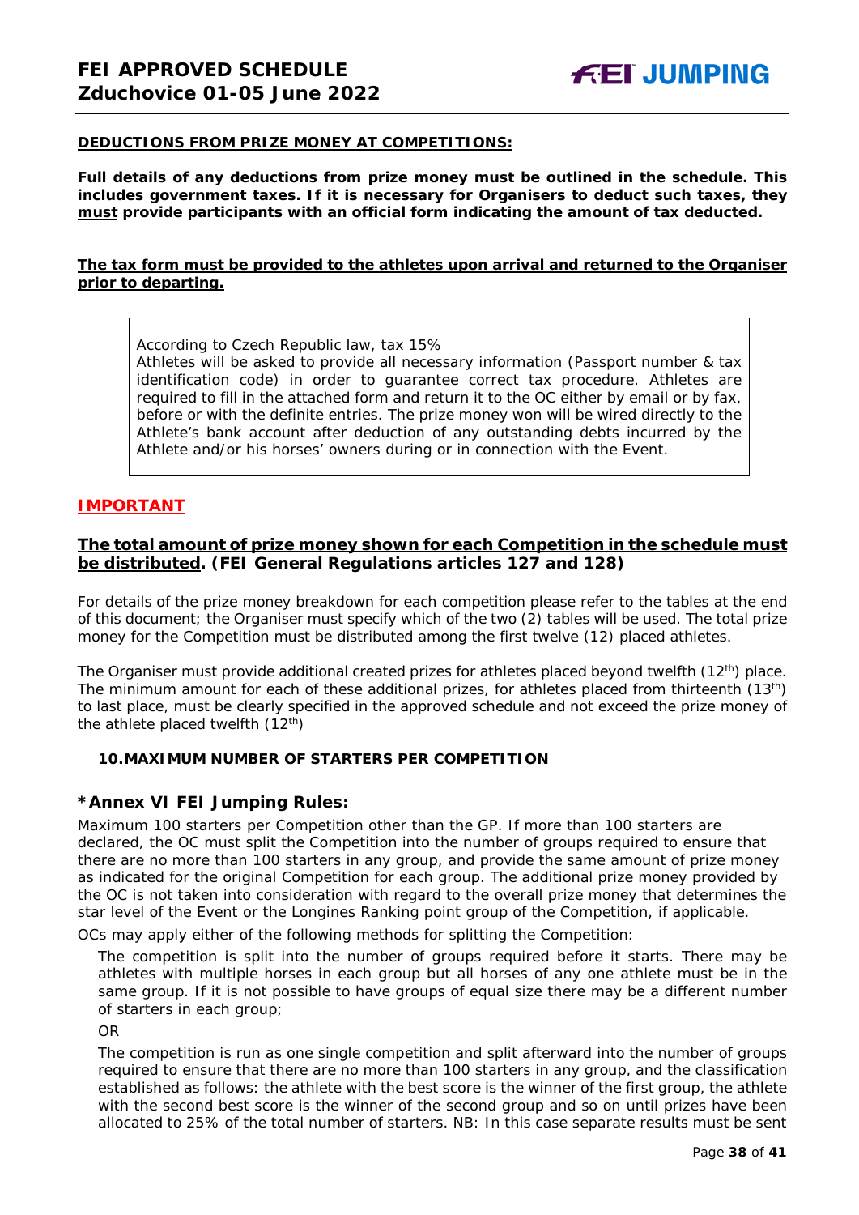**DEDUCTIONS FROM PRIZE MONEY AT COMPETITIONS:**

**Full details of any deductions from prize money must be outlined in the schedule. This includes government taxes. If it is necessary for Organisers to deduct such taxes, they must provide participants with an official form indicating the amount of tax deducted.**

**The tax form must be provided to the athletes upon arrival and returned to the Organiser prior to departing.**

> According to Czech Republic law, tax 15%
> Athletes will be asked to provide all necessary information (Passport number & tax identification code) in order to guarantee correct tax procedure. Athletes are required to fill in the attached form and return it to the OC either by email or by fax, before or with the definite entries. The prize money won will be wired directly to the Athlete's bank account after deduction of any outstanding debts incurred by the Athlete and/or his horses' owners during or in connection with the Event.

## IMPORTANT

**The total amount of prize money shown for each Competition in the schedule must be distributed. (FEI General Regulations articles 127 and 128)**

For details of the prize money breakdown for each competition please refer to the tables at the end of this document; the Organiser must specify which of the two (2) tables will be used. The total prize money for the Competition must be distributed among the first twelve (12) placed athletes.

The Organiser must provide additional created prizes for athletes placed beyond twelfth (12th) place. The minimum amount for each of these additional prizes, for athletes placed from thirteenth (13th) to last place, must be clearly specified in the approved schedule and not exceed the prize money of the athlete placed twelfth (12th)

### 10. MAXIMUM NUMBER OF STARTERS PER COMPETITION

### *Annex VI FEI Jumping Rules:

Maximum 100 starters per Competition other than the GP. If more than 100 starters are declared, the OC must split the Competition into the number of groups required to ensure that there are no more than 100 starters in any group, and provide the same amount of prize money as indicated for the original Competition for each group. The additional prize money provided by the OC is not taken into consideration with regard to the overall prize money that determines the star level of the Event or the Longines Ranking point group of the Competition, if applicable.

OCs may apply either of the following methods for splitting the Competition:

The competition is split into the number of groups required before it starts. There may be athletes with multiple horses in each group but all horses of any one athlete must be in the same group. If it is not possible to have groups of equal size there may be a different number of starters in each group;

OR

The competition is run as one single competition and split afterward into the number of groups required to ensure that there are no more than 100 starters in any group, and the classification established as follows: the athlete with the best score is the winner of the first group, the athlete with the second best score is the winner of the second group and so on until prizes have been allocated to 25% of the total number of starters. NB: In this case separate results must be sent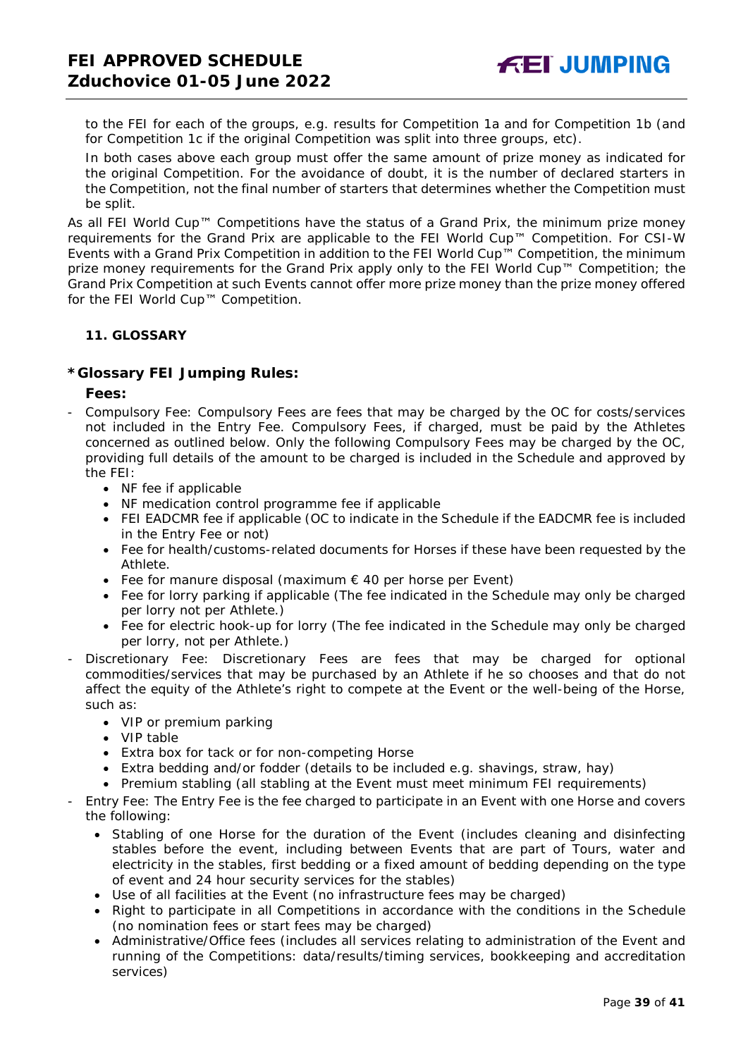to the FEI for each of the groups, e.g. results for Competition 1a and for Competition 1b (and for Competition 1c if the original Competition was split into three groups, etc).

In both cases above each group must offer the same amount of prize money as indicated for the original Competition. For the avoidance of doubt, it is the number of declared starters in the Competition, not the final number of starters that determines whether the Competition must be split.

As all FEI World Cup™ Competitions have the status of a Grand Prix, the minimum prize money requirements for the Grand Prix are applicable to the FEI World Cup™ Competition. For CSI-W Events with a Grand Prix Competition in addition to the FEI World Cup™ Competition, the minimum prize money requirements for the Grand Prix apply only to the FEI World Cup™ Competition; the Grand Prix Competition at such Events cannot offer more prize money than the prize money offered for the FEI World Cup™ Competition.

## 11. GLOSSARY

### *Glossary FEI Jumping Rules:

**Fees:**

- Compulsory Fee: Compulsory Fees are fees that may be charged by the OC for costs/services not included in the Entry Fee. Compulsory Fees, if charged, must be paid by the Athletes concerned as outlined below. Only the following Compulsory Fees may be charged by the OC, providing full details of the amount to be charged is included in the Schedule and approved by the FEI:
    - NF fee if applicable
    - NF medication control programme fee if applicable
    - FEI EADCMR fee if applicable (OC to indicate in the Schedule if the EADCMR fee is included in the Entry Fee or not)
    - Fee for health/customs-related documents for Horses if these have been requested by the Athlete.
    - Fee for manure disposal (maximum € 40 per horse per Event)
    - Fee for lorry parking if applicable (The fee indicated in the Schedule may only be charged per lorry not per Athlete.)
    - Fee for electric hook-up for lorry (The fee indicated in the Schedule may only be charged per lorry, not per Athlete.)
- Discretionary Fee: Discretionary Fees are fees that may be charged for optional commodities/services that may be purchased by an Athlete if he so chooses and that do not affect the equity of the Athlete's right to compete at the Event or the well-being of the Horse, such as:
    - VIP or premium parking
    - VIP table
    - Extra box for tack or for non-competing Horse
    - Extra bedding and/or fodder (details to be included e.g. shavings, straw, hay)
    - Premium stabling (all stabling at the Event must meet minimum FEI requirements)
- Entry Fee: The Entry Fee is the fee charged to participate in an Event with one Horse and covers the following:
    - Stabling of one Horse for the duration of the Event (includes cleaning and disinfecting stables before the event, including between Events that are part of Tours, water and electricity in the stables, first bedding or a fixed amount of bedding depending on the type of event and 24 hour security services for the stables)
    - Use of all facilities at the Event (no infrastructure fees may be charged)
    - Right to participate in all Competitions in accordance with the conditions in the Schedule (no nomination fees or start fees may be charged)
    - Administrative/Office fees (includes all services relating to administration of the Event and running of the Competitions: data/results/timing services, bookkeeping and accreditation services)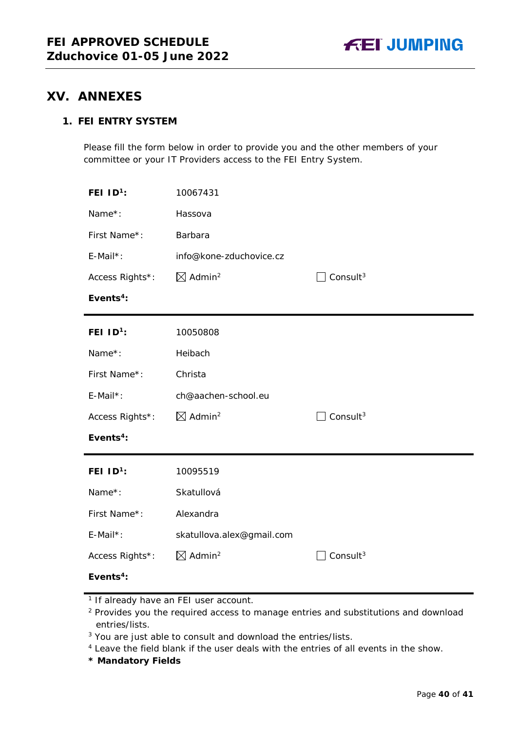## XV. ANNEXES

### 1. FEI ENTRY SYSTEM

Please fill the form below in order to provide you and the other members of your committee or your IT Providers access to the FEI Entry System.

| **FEI ID[1]:** | 10067431 | |
|---|---|---|
| Name*: | Hassova | |
| First Name*: | Barbara | |
| E-Mail*: | info@kone-zduchovice.cz | |
| Access Rights*: | ☒ Admin[2] | ☐ Consult[3] |
| **Events[4]:** | | |

| **FEI ID[1]:** | 10050808 | |
|---|---|---|
| Name*: | Heibach | |
| First Name*: | Christa | |
| E-Mail*: | ch@aachen-school.eu | |
| Access Rights*: | ☒ Admin[2] | ☐ Consult[3] |
| **Events[4]:** | | |

| **FEI ID[1]:** | 10095519 | |
|---|---|---|
| Name*: | Skatullová | |
| First Name*: | Alexandra | |
| E-Mail*: | skatullova.alex@gmail.com | |
| Access Rights*: | ☒ Admin[2] | ☐ Consult[3] |
| **Events[4]:** | | |

[1] If already have an FEI user account.

[2] Provides you the required access to manage entries and substitutions and download entries/lists.

[3] You are just able to consult and download the entries/lists.

[4] Leave the field blank if the user deals with the entries of all events in the show.

**\* Mandatory Fields**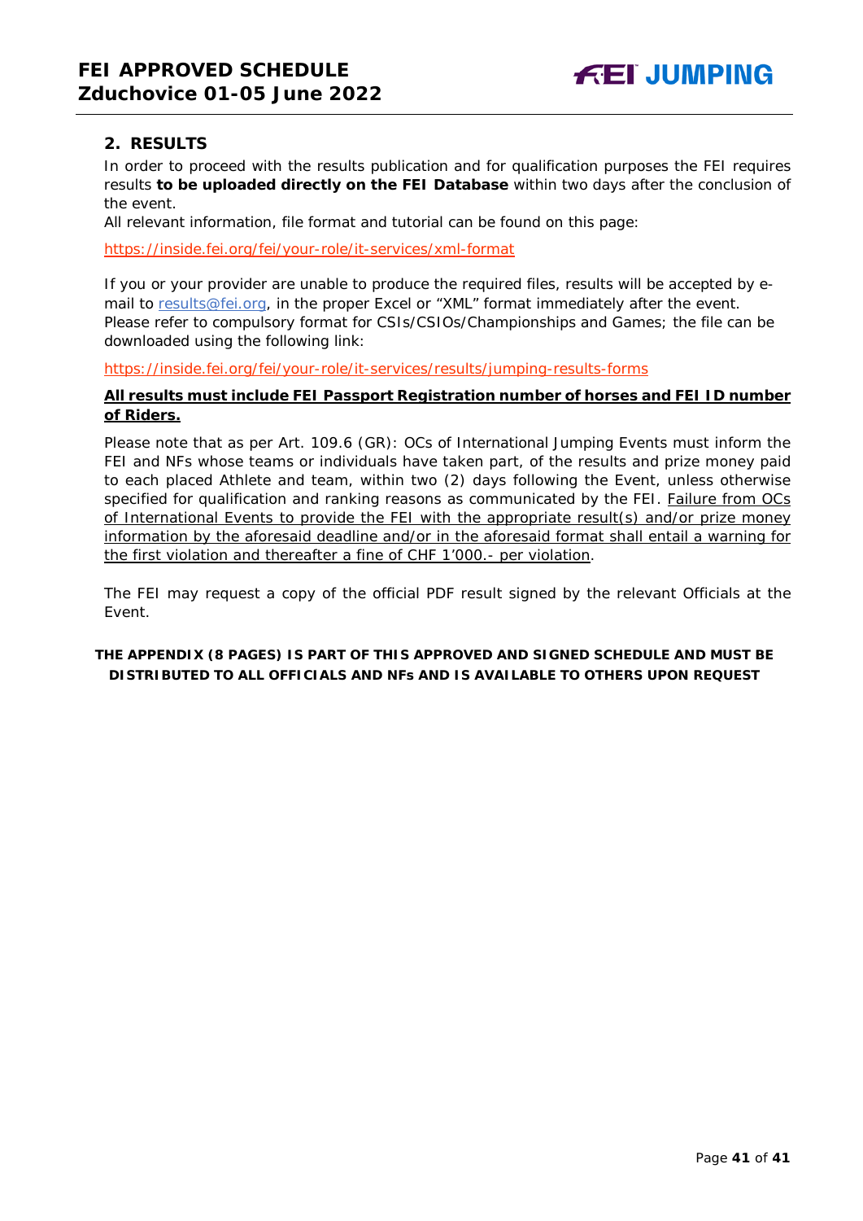## 2. RESULTS

In order to proceed with the results publication and for qualification purposes the FEI requires results **to be uploaded directly on the FEI Database** within two days after the conclusion of the event.

All relevant information, file format and tutorial can be found on this page:

https://inside.fei.org/fei/your-role/it-services/xml-format

If you or your provider are unable to produce the required files, results will be accepted by e-mail to results@fei.org, in the proper Excel or "XML" format immediately after the event. Please refer to compulsory format for CSIs/CSIOs/Championships and Games; the file can be downloaded using the following link:

https://inside.fei.org/fei/your-role/it-services/results/jumping-results-forms

**All results must include FEI Passport Registration number of horses and FEI ID number of Riders.**

Please note that as per Art. 109.6 (GR): OCs of International Jumping Events must inform the FEI and NFs whose teams or individuals have taken part, of the results and prize money paid to each placed Athlete and team, within two (2) days following the Event, unless otherwise specified for qualification and ranking reasons as communicated by the FEI. Failure from OCs of International Events to provide the FEI with the appropriate result(s) and/or prize money information by the aforesaid deadline and/or in the aforesaid format shall entail a warning for the first violation and thereafter a fine of CHF 1'000.- per violation.

The FEI may request a copy of the official PDF result signed by the relevant Officials at the Event.

**THE APPENDIX (8 PAGES) IS PART OF THIS APPROVED AND SIGNED SCHEDULE AND MUST BE DISTRIBUTED TO ALL OFFICIALS AND NFs AND IS AVAILABLE TO OTHERS UPON REQUEST**